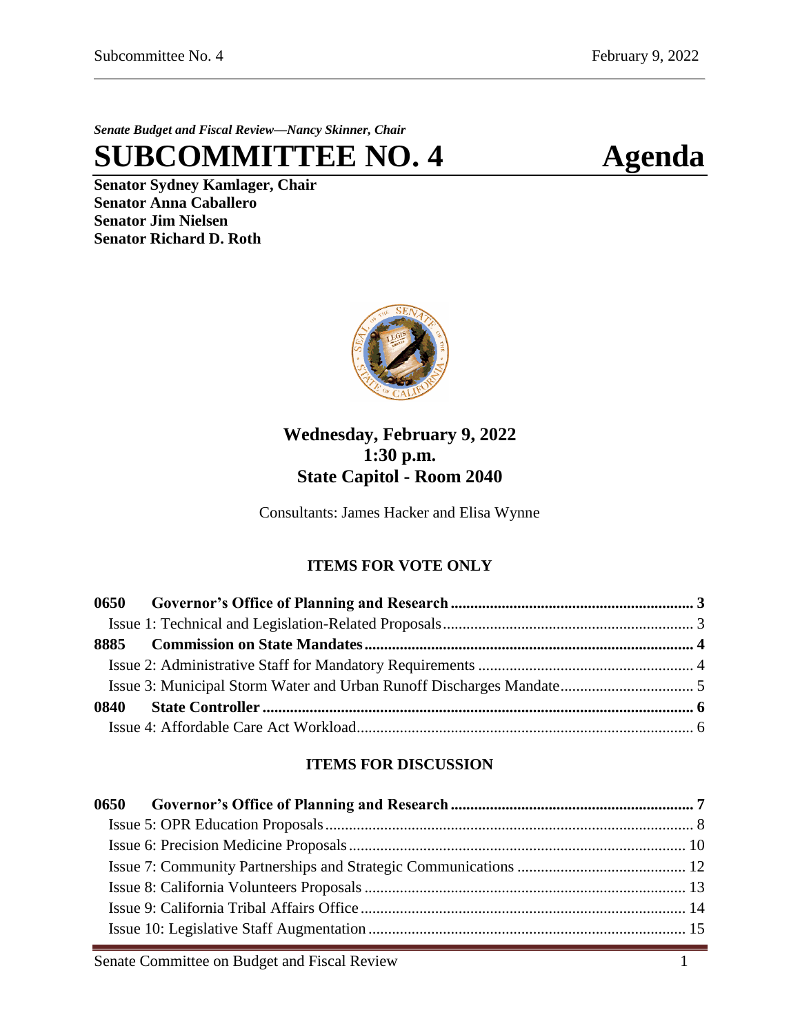*Senate Budget and Fiscal Review—Nancy Skinner, Chair*

# SUBCOMMITTEE NO. 4 Agenda

**Senator Sydney Kamlager, Chair**
**Senator Anna Caballero**
**Senator Jim Nielsen**
**Senator Richard D. Roth**

## Wednesday, February 9, 2022
## 1:30 p.m.
## State Capitol - Room 2040

Consultants: James Hacker and Elisa Wynne

### ITEMS FOR VOTE ONLY

**0650 Governor's Office of Planning and Research** ........ 3
Issue 1: Technical and Legislation-Related Proposals ........ 3
**8885 Commission on State Mandates** ........ 4
Issue 2: Administrative Staff for Mandatory Requirements ........ 4
Issue 3: Municipal Storm Water and Urban Runoff Discharges Mandate ........ 5
**0840 State Controller** ........ 6
Issue 4: Affordable Care Act Workload ........ 6

### ITEMS FOR DISCUSSION

**0650 Governor's Office of Planning and Research** ........ 7
Issue 5: OPR Education Proposals ........ 8
Issue 6: Precision Medicine Proposals ........ 10
Issue 7: Community Partnerships and Strategic Communications ........ 12
Issue 8: California Volunteers Proposals ........ 13
Issue 9: California Tribal Affairs Office ........ 14
Issue 10: Legislative Staff Augmentation ........ 15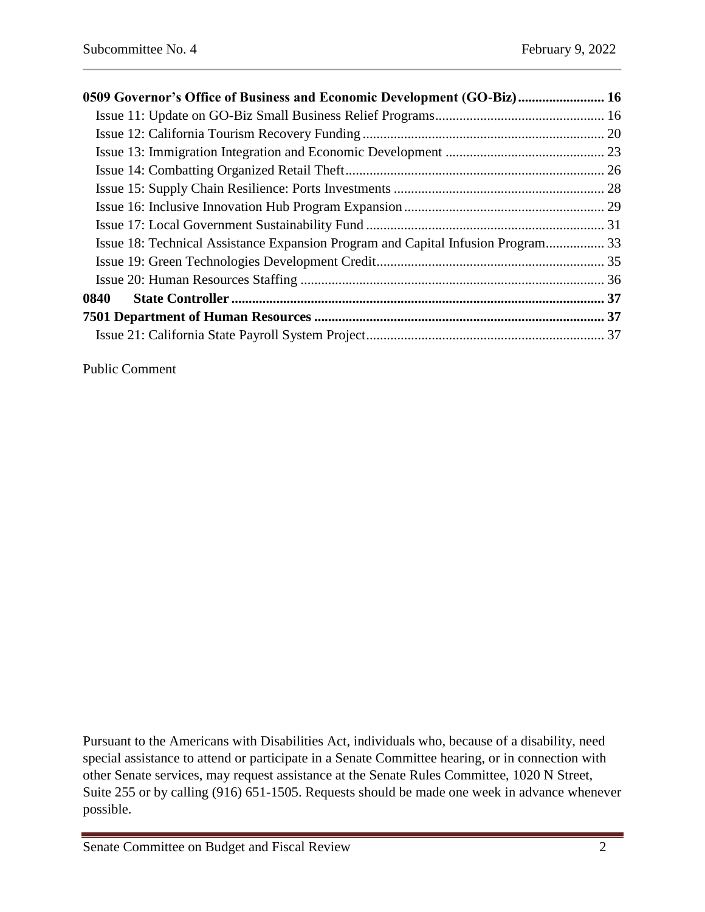**0509 Governor's Office of Business and Economic Development (GO-Biz)........................ 16**

Issue 11: Update on GO-Biz Small Business Relief Programs................................................ 16

Issue 12: California Tourism Recovery Funding..................................................................... 20

Issue 13: Immigration Integration and Economic Development ............................................. 23

Issue 14: Combatting Organized Retail Theft.......................................................................... 26

Issue 15: Supply Chain Resilience: Ports Investments ............................................................ 28

Issue 16: Inclusive Innovation Hub Program Expansion......................................................... 29

Issue 17: Local Government Sustainability Fund .................................................................... 31

Issue 18: Technical Assistance Expansion Program and Capital Infusion Program................ 33

Issue 19: Green Technologies Development Credit................................................................. 35

Issue 20: Human Resources Staffing ....................................................................................... 36

**0840 State Controller ........................................................................................................... 37**

**7501 Department of Human Resources .................................................................................. 37**

Issue 21: California State Payroll System Project.................................................................... 37

Public Comment

Pursuant to the Americans with Disabilities Act, individuals who, because of a disability, need special assistance to attend or participate in a Senate Committee hearing, or in connection with other Senate services, may request assistance at the Senate Rules Committee, 1020 N Street, Suite 255 or by calling (916) 651-1505. Requests should be made one week in advance whenever possible.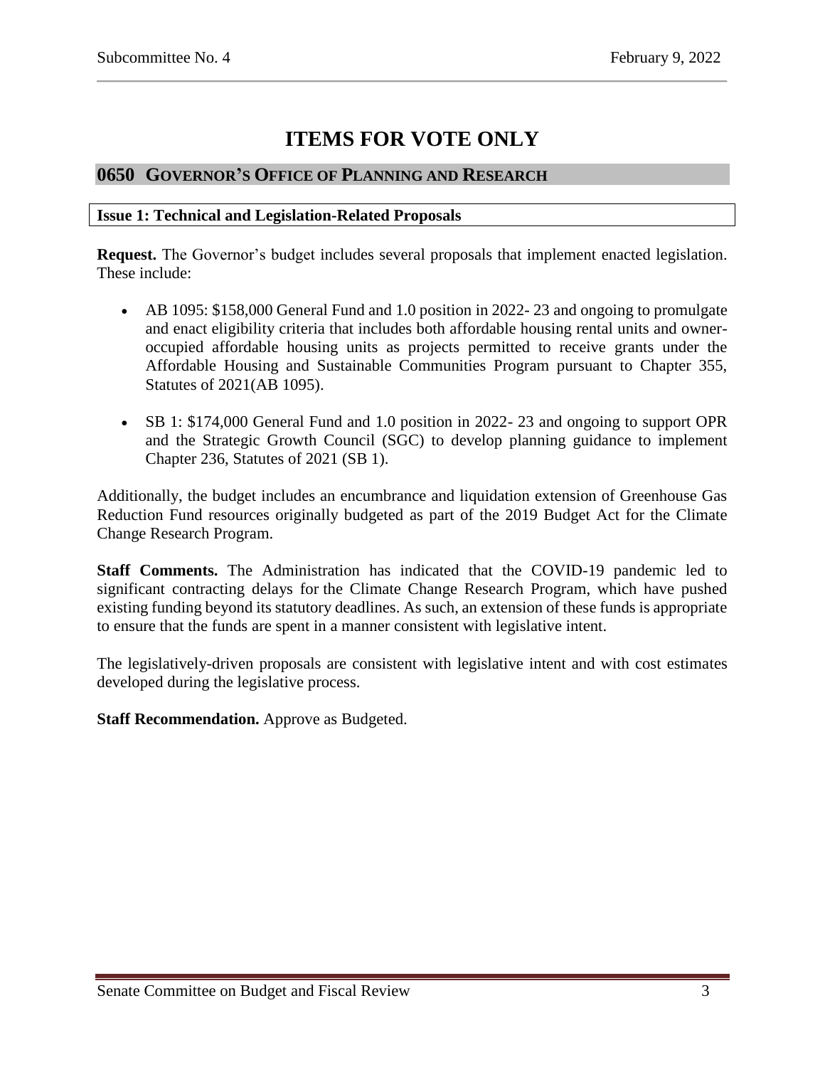# ITEMS FOR VOTE ONLY

## 0650 GOVERNOR'S OFFICE OF PLANNING AND RESEARCH

### Issue 1: Technical and Legislation-Related Proposals

**Request.** The Governor's budget includes several proposals that implement enacted legislation. These include:

- AB 1095: $158,000 General Fund and 1.0 position in 2022- 23 and ongoing to promulgate and enact eligibility criteria that includes both affordable housing rental units and owner-occupied affordable housing units as projects permitted to receive grants under the Affordable Housing and Sustainable Communities Program pursuant to Chapter 355, Statutes of 2021(AB 1095).
- SB 1: $174,000 General Fund and 1.0 position in 2022- 23 and ongoing to support OPR and the Strategic Growth Council (SGC) to develop planning guidance to implement Chapter 236, Statutes of 2021 (SB 1).

Additionally, the budget includes an encumbrance and liquidation extension of Greenhouse Gas Reduction Fund resources originally budgeted as part of the 2019 Budget Act for the Climate Change Research Program.

**Staff Comments.** The Administration has indicated that the COVID-19 pandemic led to significant contracting delays for the Climate Change Research Program, which have pushed existing funding beyond its statutory deadlines. As such, an extension of these funds is appropriate to ensure that the funds are spent in a manner consistent with legislative intent.

The legislatively-driven proposals are consistent with legislative intent and with cost estimates developed during the legislative process.

**Staff Recommendation.** Approve as Budgeted.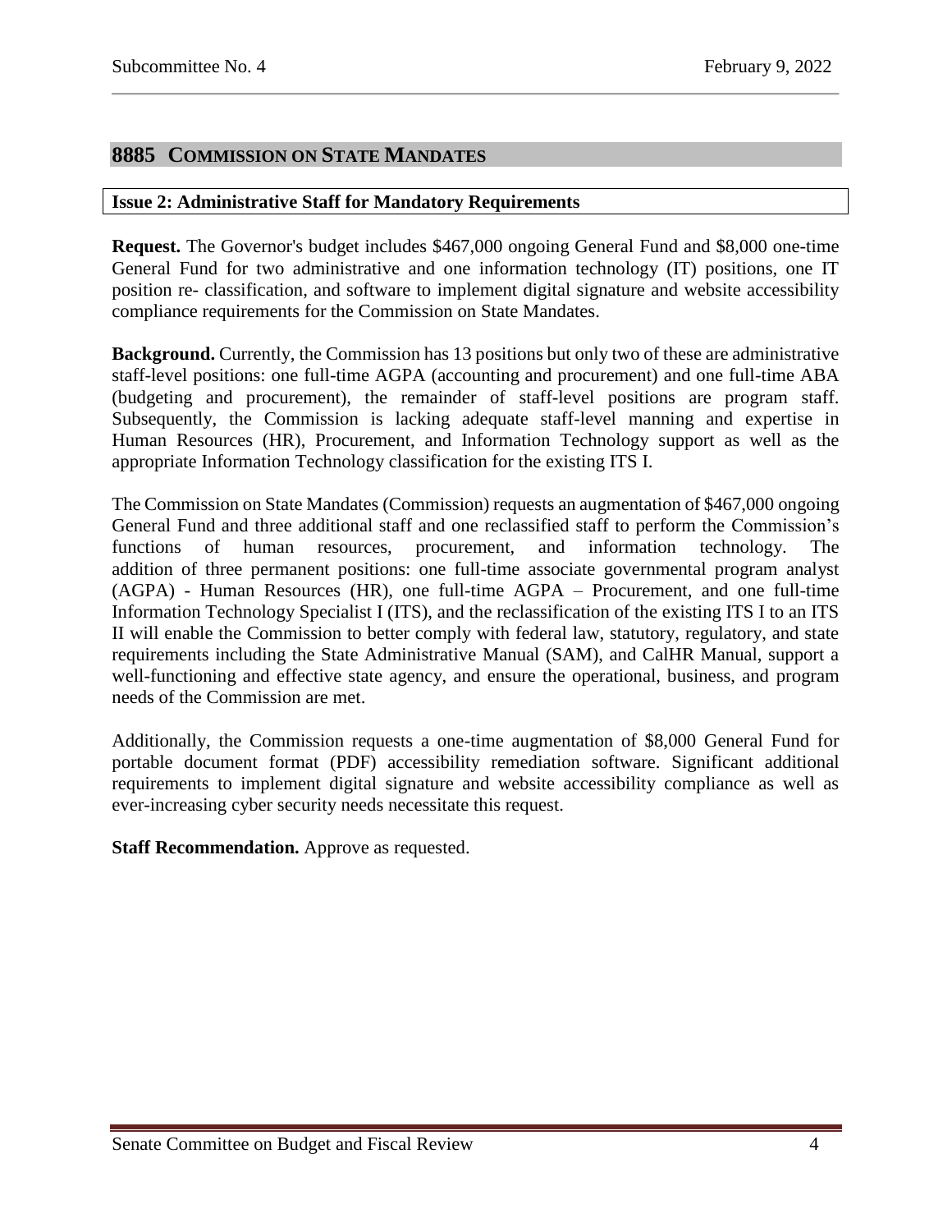## 8885 COMMISSION ON STATE MANDATES

### Issue 2: Administrative Staff for Mandatory Requirements

**Request.** The Governor's budget includes $467,000 ongoing General Fund and $8,000 one-time General Fund for two administrative and one information technology (IT) positions, one IT position re- classification, and software to implement digital signature and website accessibility compliance requirements for the Commission on State Mandates.

**Background.** Currently, the Commission has 13 positions but only two of these are administrative staff-level positions: one full-time AGPA (accounting and procurement) and one full-time ABA (budgeting and procurement), the remainder of staff-level positions are program staff. Subsequently, the Commission is lacking adequate staff-level manning and expertise in Human Resources (HR), Procurement, and Information Technology support as well as the appropriate Information Technology classification for the existing ITS I.

The Commission on State Mandates (Commission) requests an augmentation of $467,000 ongoing General Fund and three additional staff and one reclassified staff to perform the Commission's functions of human resources, procurement, and information technology. The addition of three permanent positions: one full-time associate governmental program analyst (AGPA) - Human Resources (HR), one full-time AGPA – Procurement, and one full-time Information Technology Specialist I (ITS), and the reclassification of the existing ITS I to an ITS II will enable the Commission to better comply with federal law, statutory, regulatory, and state requirements including the State Administrative Manual (SAM), and CalHR Manual, support a well-functioning and effective state agency, and ensure the operational, business, and program needs of the Commission are met.

Additionally, the Commission requests a one-time augmentation of $8,000 General Fund for portable document format (PDF) accessibility remediation software. Significant additional requirements to implement digital signature and website accessibility compliance as well as ever-increasing cyber security needs necessitate this request.

**Staff Recommendation.** Approve as requested.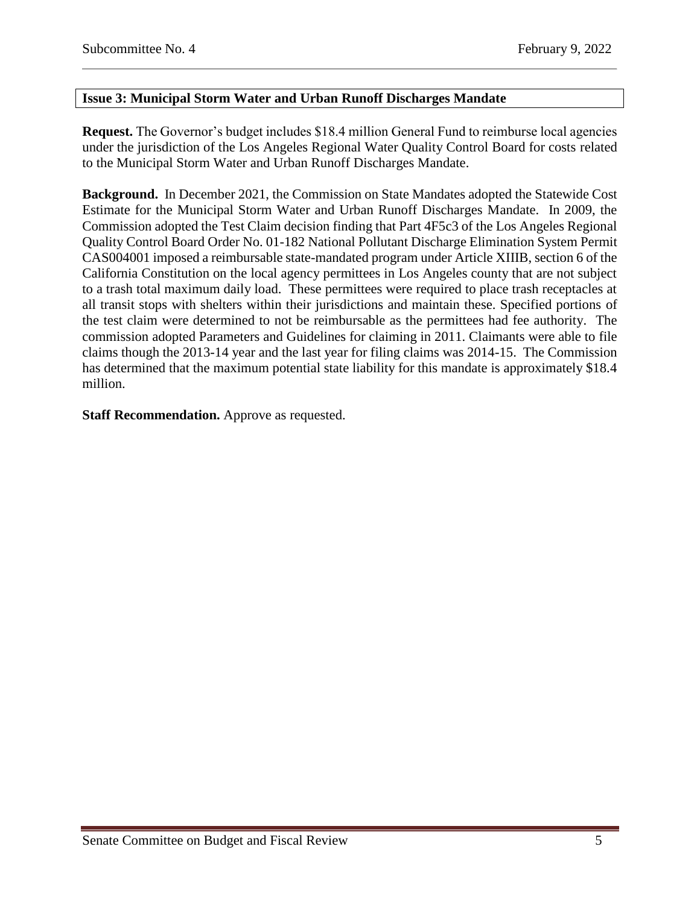### Issue 3: Municipal Storm Water and Urban Runoff Discharges Mandate

**Request.** The Governor's budget includes $18.4 million General Fund to reimburse local agencies under the jurisdiction of the Los Angeles Regional Water Quality Control Board for costs related to the Municipal Storm Water and Urban Runoff Discharges Mandate.

**Background.** In December 2021, the Commission on State Mandates adopted the Statewide Cost Estimate for the Municipal Storm Water and Urban Runoff Discharges Mandate. In 2009, the Commission adopted the Test Claim decision finding that Part 4F5c3 of the Los Angeles Regional Quality Control Board Order No. 01-182 National Pollutant Discharge Elimination System Permit CAS004001 imposed a reimbursable state-mandated program under Article XIIIB, section 6 of the California Constitution on the local agency permittees in Los Angeles county that are not subject to a trash total maximum daily load. These permittees were required to place trash receptacles at all transit stops with shelters within their jurisdictions and maintain these. Specified portions of the test claim were determined to not be reimbursable as the permittees had fee authority. The commission adopted Parameters and Guidelines for claiming in 2011. Claimants were able to file claims though the 2013-14 year and the last year for filing claims was 2014-15. The Commission has determined that the maximum potential state liability for this mandate is approximately $18.4 million.

**Staff Recommendation.** Approve as requested.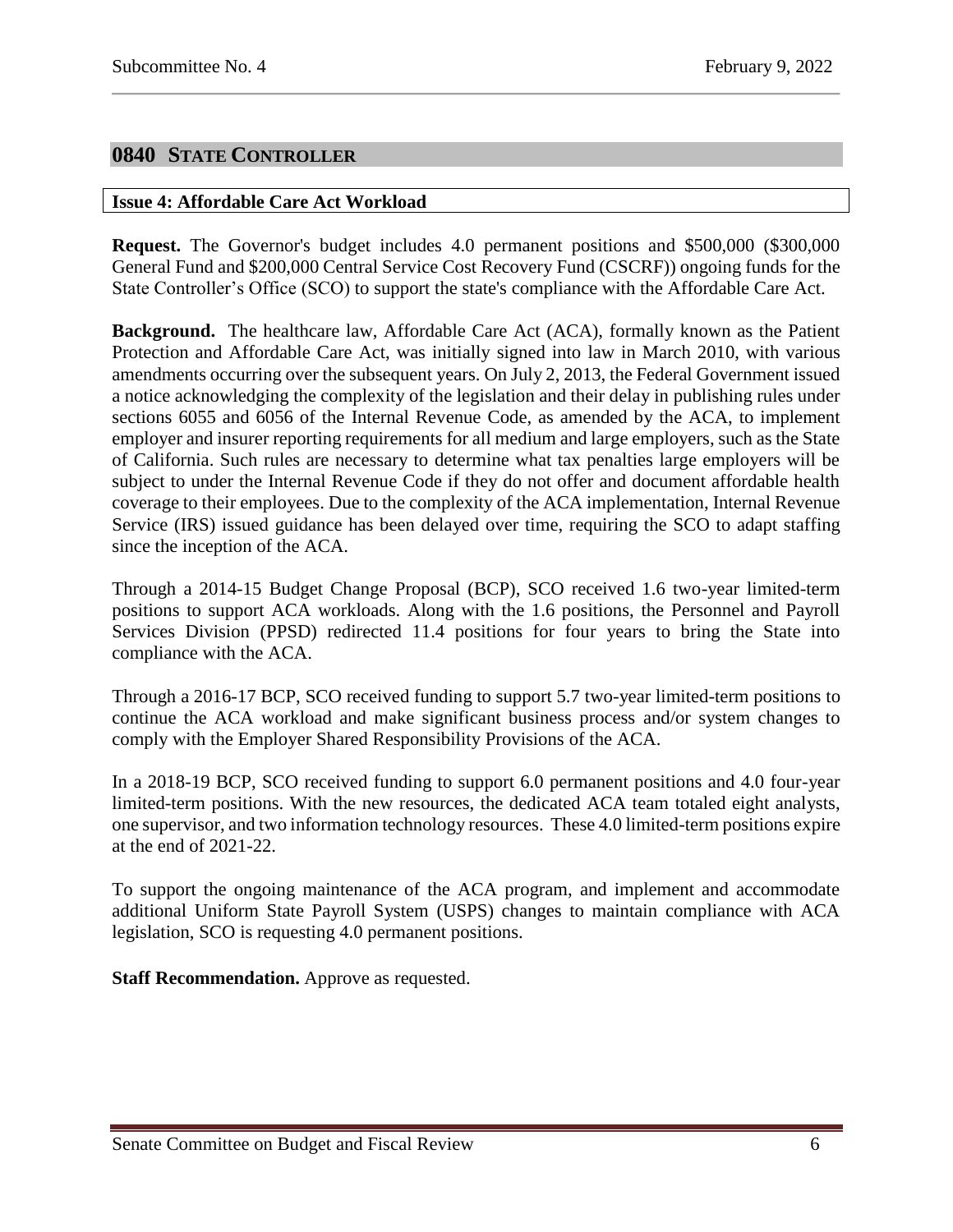## 0840 STATE CONTROLLER

### Issue 4: Affordable Care Act Workload

**Request.** The Governor's budget includes 4.0 permanent positions and $500,000 ($300,000 General Fund and $200,000 Central Service Cost Recovery Fund (CSCRF)) ongoing funds for the State Controller's Office (SCO) to support the state's compliance with the Affordable Care Act.

**Background.** The healthcare law, Affordable Care Act (ACA), formally known as the Patient Protection and Affordable Care Act, was initially signed into law in March 2010, with various amendments occurring over the subsequent years. On July 2, 2013, the Federal Government issued a notice acknowledging the complexity of the legislation and their delay in publishing rules under sections 6055 and 6056 of the Internal Revenue Code, as amended by the ACA, to implement employer and insurer reporting requirements for all medium and large employers, such as the State of California. Such rules are necessary to determine what tax penalties large employers will be subject to under the Internal Revenue Code if they do not offer and document affordable health coverage to their employees. Due to the complexity of the ACA implementation, Internal Revenue Service (IRS) issued guidance has been delayed over time, requiring the SCO to adapt staffing since the inception of the ACA.

Through a 2014-15 Budget Change Proposal (BCP), SCO received 1.6 two-year limited-term positions to support ACA workloads. Along with the 1.6 positions, the Personnel and Payroll Services Division (PPSD) redirected 11.4 positions for four years to bring the State into compliance with the ACA.

Through a 2016-17 BCP, SCO received funding to support 5.7 two-year limited-term positions to continue the ACA workload and make significant business process and/or system changes to comply with the Employer Shared Responsibility Provisions of the ACA.

In a 2018-19 BCP, SCO received funding to support 6.0 permanent positions and 4.0 four-year limited-term positions. With the new resources, the dedicated ACA team totaled eight analysts, one supervisor, and two information technology resources. These 4.0 limited-term positions expire at the end of 2021-22.

To support the ongoing maintenance of the ACA program, and implement and accommodate additional Uniform State Payroll System (USPS) changes to maintain compliance with ACA legislation, SCO is requesting 4.0 permanent positions.

**Staff Recommendation.** Approve as requested.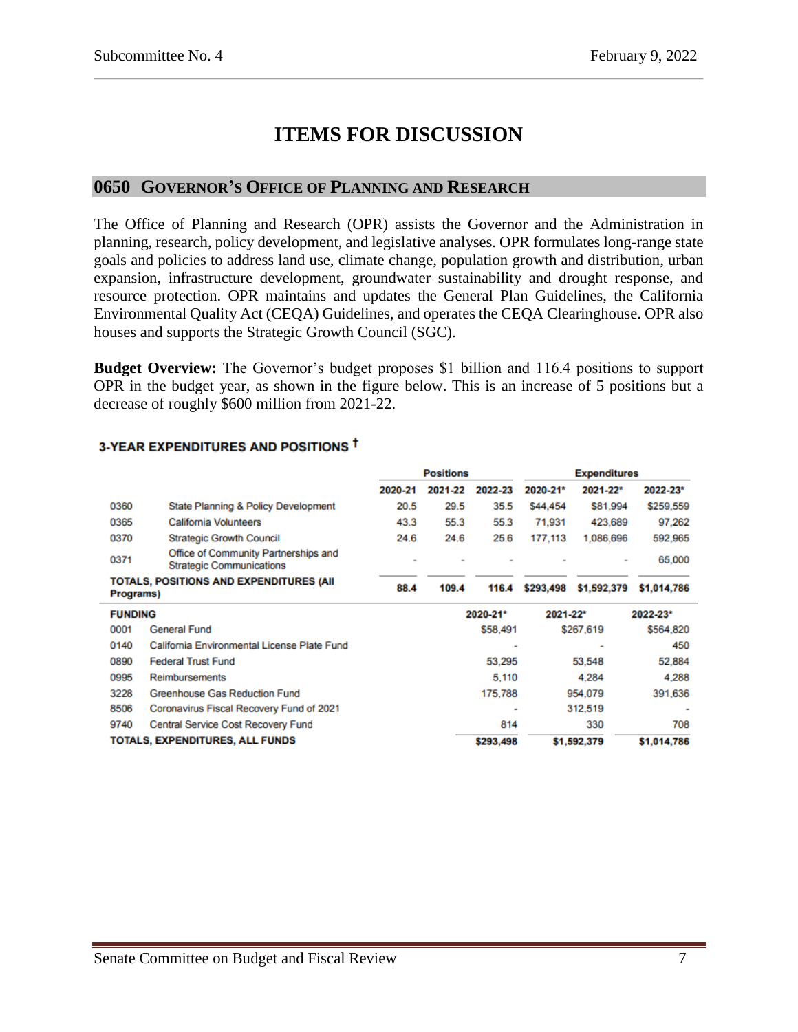# ITEMS FOR DISCUSSION

## 0650 GOVERNOR'S OFFICE OF PLANNING AND RESEARCH

The Office of Planning and Research (OPR) assists the Governor and the Administration in planning, research, policy development, and legislative analyses. OPR formulates long-range state goals and policies to address land use, climate change, population growth and distribution, urban expansion, infrastructure development, groundwater sustainability and drought response, and resource protection. OPR maintains and updates the General Plan Guidelines, the California Environmental Quality Act (CEQA) Guidelines, and operates the CEQA Clearinghouse. OPR also houses and supports the Strategic Growth Council (SGC).

**Budget Overview:** The Governor's budget proposes $1 billion and 116.4 positions to support OPR in the budget year, as shown in the figure below. This is an increase of 5 positions but a decrease of roughly $600 million from 2021-22.

**3-YEAR EXPENDITURES AND POSITIONS †**

| | | Positions | | | Expenditures | | |
|---|---|---|---|---|---|---|---|
| | | 2020-21 | 2021-22 | 2022-23 | 2020-21* | 2021-22* | 2022-23* |
| 0360 | State Planning & Policy Development | 20.5 | 29.5 | 35.5 | $44,454 | $81,994 | $259,559 |
| 0365 | California Volunteers | 43.3 | 55.3 | 55.3 | 71,931 | 423,689 | 97,262 |
| 0370 | Strategic Growth Council | 24.6 | 24.6 | 25.6 | 177,113 | 1,086,696 | 592,965 |
| 0371 | Office of Community Partnerships and Strategic Communications | - | - | - | - | - | 65,000 |
| **TOTALS, POSITIONS AND EXPENDITURES (All Programs)** | | **88.4** | **109.4** | **116.4** | **$293,498** | **$1,592,379** | **$1,014,786** |

| **FUNDING** | | 2020-21* | 2021-22* | 2022-23* |
|---|---|---|---|---|
| 0001 | General Fund | $58,491 | $267,619 | $564,820 |
| 0140 | California Environmental License Plate Fund | - | - | 450 |
| 0890 | Federal Trust Fund | 53,295 | 53,548 | 52,884 |
| 0995 | Reimbursements | 5,110 | 4,284 | 4,288 |
| 3228 | Greenhouse Gas Reduction Fund | 175,788 | 954,079 | 391,636 |
| 8506 | Coronavirus Fiscal Recovery Fund of 2021 | - | 312,519 | - |
| 9740 | Central Service Cost Recovery Fund | 814 | 330 | 708 |
| **TOTALS, EXPENDITURES, ALL FUNDS** | | **$293,498** | **$1,592,379** | **$1,014,786** |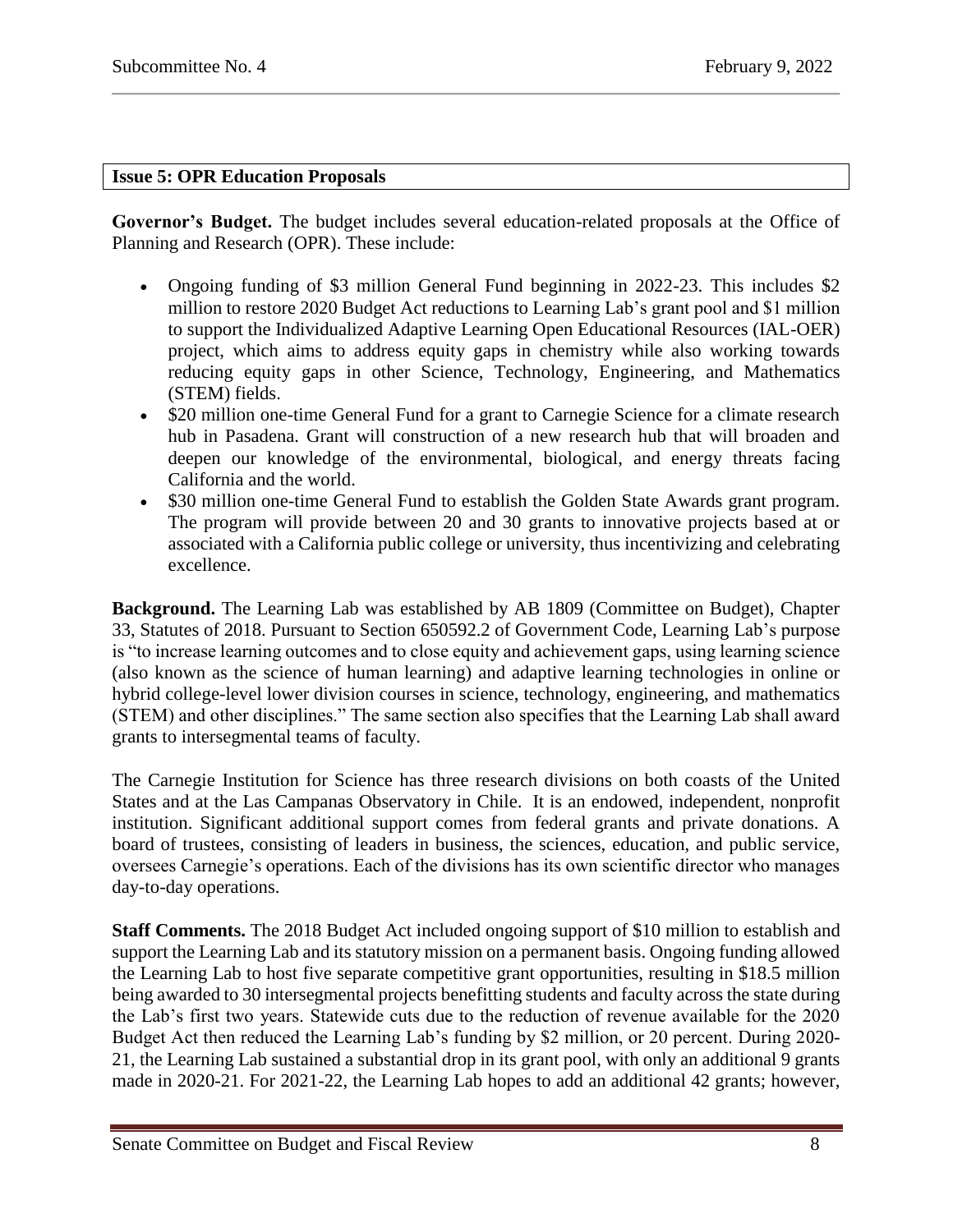**Issue 5: OPR Education Proposals**

**Governor's Budget.** The budget includes several education-related proposals at the Office of Planning and Research (OPR). These include:

- Ongoing funding of $3 million General Fund beginning in 2022-23. This includes $2 million to restore 2020 Budget Act reductions to Learning Lab's grant pool and $1 million to support the Individualized Adaptive Learning Open Educational Resources (IAL-OER) project, which aims to address equity gaps in chemistry while also working towards reducing equity gaps in other Science, Technology, Engineering, and Mathematics (STEM) fields.
- $20 million one-time General Fund for a grant to Carnegie Science for a climate research hub in Pasadena. Grant will construction of a new research hub that will broaden and deepen our knowledge of the environmental, biological, and energy threats facing California and the world.
- $30 million one-time General Fund to establish the Golden State Awards grant program. The program will provide between 20 and 30 grants to innovative projects based at or associated with a California public college or university, thus incentivizing and celebrating excellence.

**Background.** The Learning Lab was established by AB 1809 (Committee on Budget), Chapter 33, Statutes of 2018. Pursuant to Section 650592.2 of Government Code, Learning Lab's purpose is "to increase learning outcomes and to close equity and achievement gaps, using learning science (also known as the science of human learning) and adaptive learning technologies in online or hybrid college-level lower division courses in science, technology, engineering, and mathematics (STEM) and other disciplines." The same section also specifies that the Learning Lab shall award grants to intersegmental teams of faculty.

The Carnegie Institution for Science has three research divisions on both coasts of the United States and at the Las Campanas Observatory in Chile. It is an endowed, independent, nonprofit institution. Significant additional support comes from federal grants and private donations. A board of trustees, consisting of leaders in business, the sciences, education, and public service, oversees Carnegie's operations. Each of the divisions has its own scientific director who manages day-to-day operations.

**Staff Comments.** The 2018 Budget Act included ongoing support of $10 million to establish and support the Learning Lab and its statutory mission on a permanent basis. Ongoing funding allowed the Learning Lab to host five separate competitive grant opportunities, resulting in $18.5 million being awarded to 30 intersegmental projects benefitting students and faculty across the state during the Lab's first two years. Statewide cuts due to the reduction of revenue available for the 2020 Budget Act then reduced the Learning Lab's funding by $2 million, or 20 percent. During 2020-21, the Learning Lab sustained a substantial drop in its grant pool, with only an additional 9 grants made in 2020-21. For 2021-22, the Learning Lab hopes to add an additional 42 grants; however,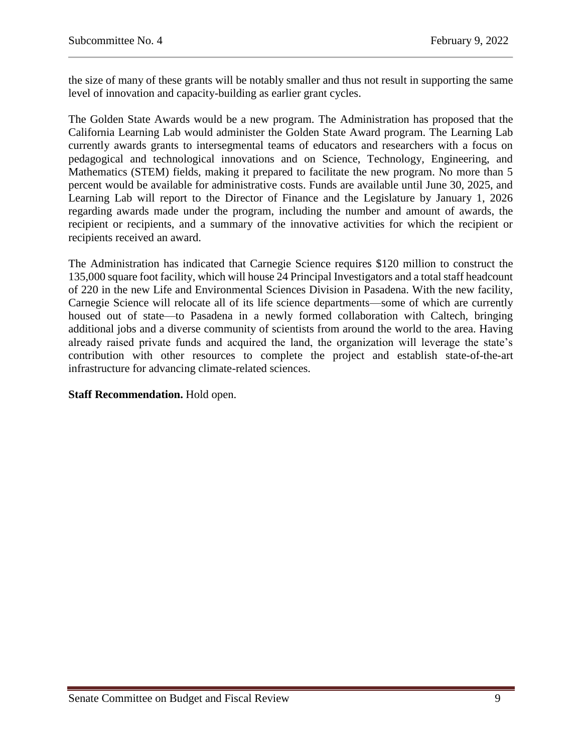the size of many of these grants will be notably smaller and thus not result in supporting the same level of innovation and capacity-building as earlier grant cycles.

The Golden State Awards would be a new program. The Administration has proposed that the California Learning Lab would administer the Golden State Award program. The Learning Lab currently awards grants to intersegmental teams of educators and researchers with a focus on pedagogical and technological innovations and on Science, Technology, Engineering, and Mathematics (STEM) fields, making it prepared to facilitate the new program. No more than 5 percent would be available for administrative costs. Funds are available until June 30, 2025, and Learning Lab will report to the Director of Finance and the Legislature by January 1, 2026 regarding awards made under the program, including the number and amount of awards, the recipient or recipients, and a summary of the innovative activities for which the recipient or recipients received an award.

The Administration has indicated that Carnegie Science requires $120 million to construct the 135,000 square foot facility, which will house 24 Principal Investigators and a total staff headcount of 220 in the new Life and Environmental Sciences Division in Pasadena. With the new facility, Carnegie Science will relocate all of its life science departments—some of which are currently housed out of state—to Pasadena in a newly formed collaboration with Caltech, bringing additional jobs and a diverse community of scientists from around the world to the area. Having already raised private funds and acquired the land, the organization will leverage the state's contribution with other resources to complete the project and establish state-of-the-art infrastructure for advancing climate-related sciences.

**Staff Recommendation.** Hold open.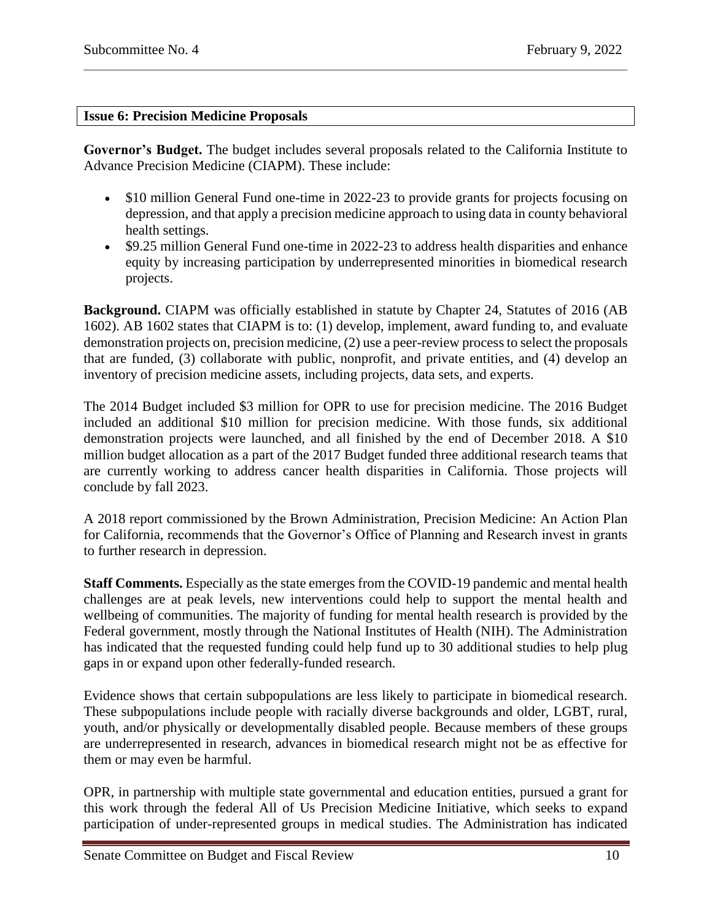**Issue 6: Precision Medicine Proposals**

**Governor's Budget.** The budget includes several proposals related to the California Institute to Advance Precision Medicine (CIAPM). These include:

- $10 million General Fund one-time in 2022-23 to provide grants for projects focusing on depression, and that apply a precision medicine approach to using data in county behavioral health settings.
- $9.25 million General Fund one-time in 2022-23 to address health disparities and enhance equity by increasing participation by underrepresented minorities in biomedical research projects.

**Background.** CIAPM was officially established in statute by Chapter 24, Statutes of 2016 (AB 1602). AB 1602 states that CIAPM is to: (1) develop, implement, award funding to, and evaluate demonstration projects on, precision medicine, (2) use a peer-review process to select the proposals that are funded, (3) collaborate with public, nonprofit, and private entities, and (4) develop an inventory of precision medicine assets, including projects, data sets, and experts.

The 2014 Budget included $3 million for OPR to use for precision medicine. The 2016 Budget included an additional $10 million for precision medicine. With those funds, six additional demonstration projects were launched, and all finished by the end of December 2018. A $10 million budget allocation as a part of the 2017 Budget funded three additional research teams that are currently working to address cancer health disparities in California. Those projects will conclude by fall 2023.

A 2018 report commissioned by the Brown Administration, Precision Medicine: An Action Plan for California, recommends that the Governor's Office of Planning and Research invest in grants to further research in depression.

**Staff Comments.** Especially as the state emerges from the COVID-19 pandemic and mental health challenges are at peak levels, new interventions could help to support the mental health and wellbeing of communities. The majority of funding for mental health research is provided by the Federal government, mostly through the National Institutes of Health (NIH). The Administration has indicated that the requested funding could help fund up to 30 additional studies to help plug gaps in or expand upon other federally-funded research.

Evidence shows that certain subpopulations are less likely to participate in biomedical research. These subpopulations include people with racially diverse backgrounds and older, LGBT, rural, youth, and/or physically or developmentally disabled people. Because members of these groups are underrepresented in research, advances in biomedical research might not be as effective for them or may even be harmful.

OPR, in partnership with multiple state governmental and education entities, pursued a grant for this work through the federal All of Us Precision Medicine Initiative, which seeks to expand participation of under-represented groups in medical studies. The Administration has indicated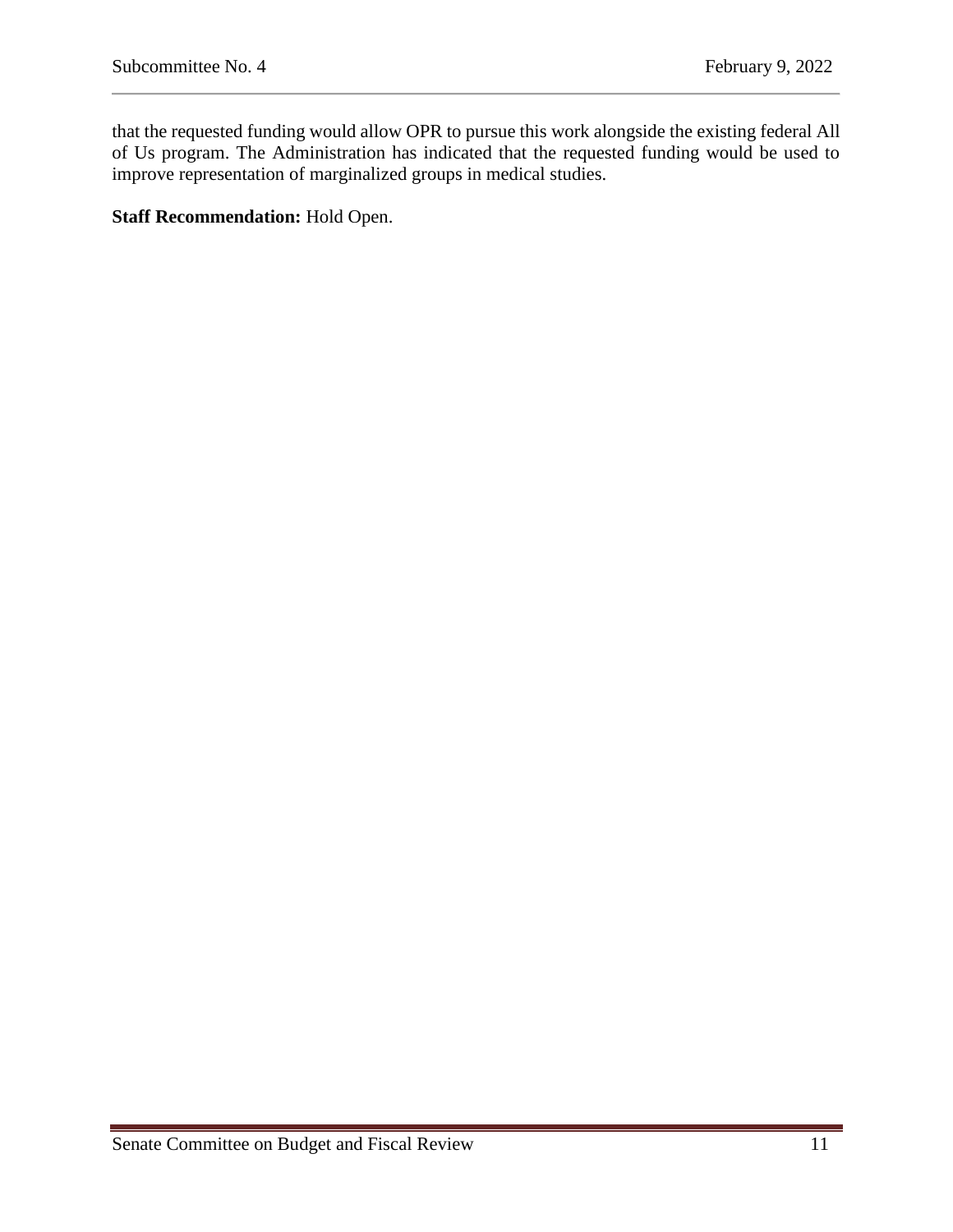that the requested funding would allow OPR to pursue this work alongside the existing federal All of Us program. The Administration has indicated that the requested funding would be used to improve representation of marginalized groups in medical studies.

**Staff Recommendation:** Hold Open.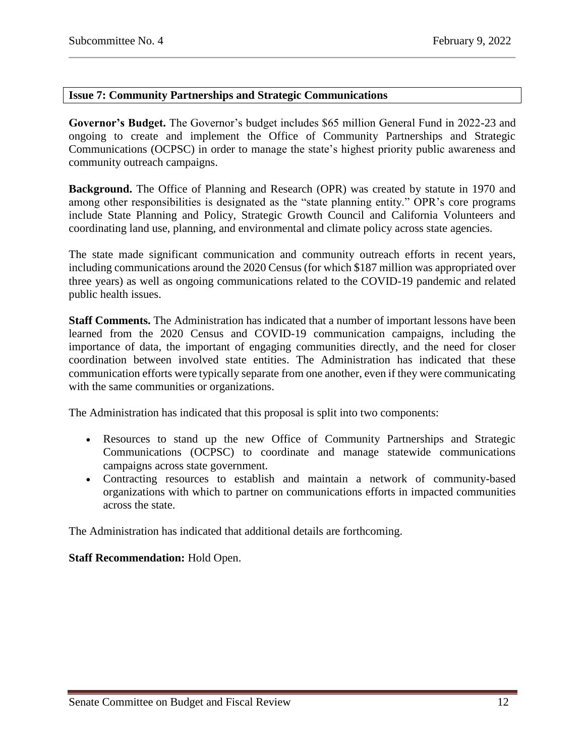### Issue 7: Community Partnerships and Strategic Communications

**Governor's Budget.** The Governor's budget includes $65 million General Fund in 2022-23 and ongoing to create and implement the Office of Community Partnerships and Strategic Communications (OCPSC) in order to manage the state's highest priority public awareness and community outreach campaigns.

**Background.** The Office of Planning and Research (OPR) was created by statute in 1970 and among other responsibilities is designated as the "state planning entity." OPR's core programs include State Planning and Policy, Strategic Growth Council and California Volunteers and coordinating land use, planning, and environmental and climate policy across state agencies.

The state made significant communication and community outreach efforts in recent years, including communications around the 2020 Census (for which $187 million was appropriated over three years) as well as ongoing communications related to the COVID-19 pandemic and related public health issues.

**Staff Comments.** The Administration has indicated that a number of important lessons have been learned from the 2020 Census and COVID-19 communication campaigns, including the importance of data, the important of engaging communities directly, and the need for closer coordination between involved state entities. The Administration has indicated that these communication efforts were typically separate from one another, even if they were communicating with the same communities or organizations.

The Administration has indicated that this proposal is split into two components:

- Resources to stand up the new Office of Community Partnerships and Strategic Communications (OCPSC) to coordinate and manage statewide communications campaigns across state government.
- Contracting resources to establish and maintain a network of community-based organizations with which to partner on communications efforts in impacted communities across the state.

The Administration has indicated that additional details are forthcoming.

**Staff Recommendation:** Hold Open.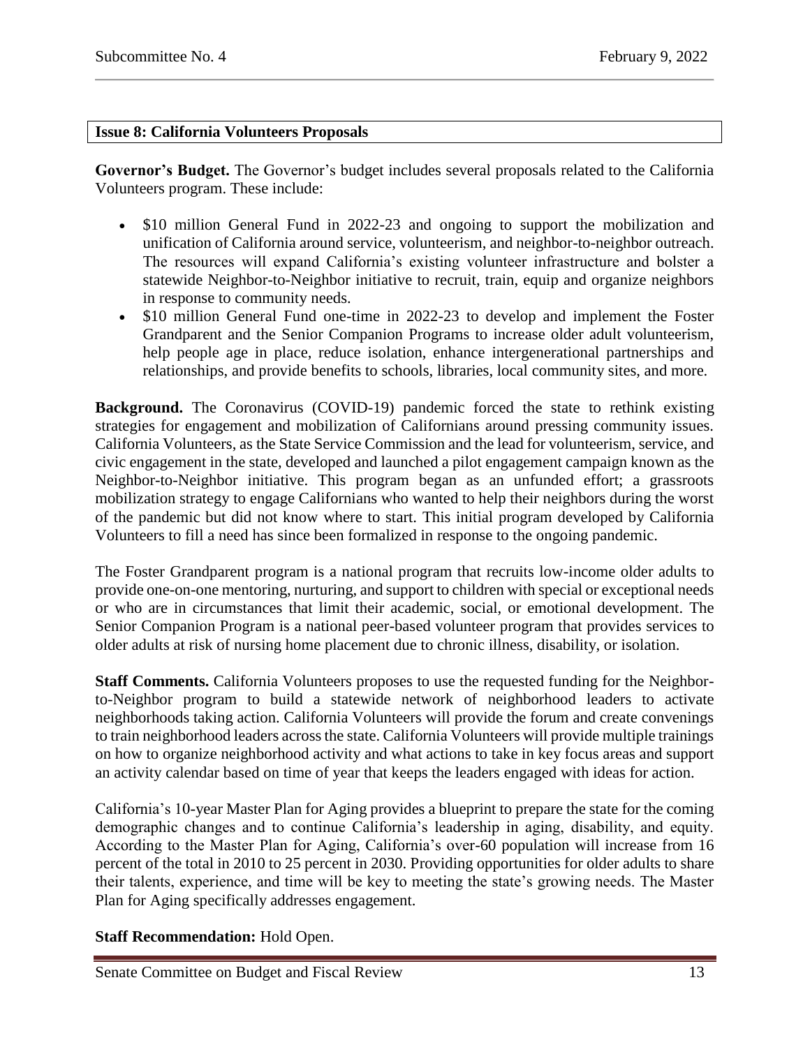## Issue 8: California Volunteers Proposals

**Governor's Budget.** The Governor's budget includes several proposals related to the California Volunteers program. These include:

- \$10 million General Fund in 2022-23 and ongoing to support the mobilization and unification of California around service, volunteerism, and neighbor-to-neighbor outreach. The resources will expand California's existing volunteer infrastructure and bolster a statewide Neighbor-to-Neighbor initiative to recruit, train, equip and organize neighbors in response to community needs.
- \$10 million General Fund one-time in 2022-23 to develop and implement the Foster Grandparent and the Senior Companion Programs to increase older adult volunteerism, help people age in place, reduce isolation, enhance intergenerational partnerships and relationships, and provide benefits to schools, libraries, local community sites, and more.

**Background.** The Coronavirus (COVID-19) pandemic forced the state to rethink existing strategies for engagement and mobilization of Californians around pressing community issues. California Volunteers, as the State Service Commission and the lead for volunteerism, service, and civic engagement in the state, developed and launched a pilot engagement campaign known as the Neighbor-to-Neighbor initiative. This program began as an unfunded effort; a grassroots mobilization strategy to engage Californians who wanted to help their neighbors during the worst of the pandemic but did not know where to start. This initial program developed by California Volunteers to fill a need has since been formalized in response to the ongoing pandemic.

The Foster Grandparent program is a national program that recruits low-income older adults to provide one-on-one mentoring, nurturing, and support to children with special or exceptional needs or who are in circumstances that limit their academic, social, or emotional development. The Senior Companion Program is a national peer-based volunteer program that provides services to older adults at risk of nursing home placement due to chronic illness, disability, or isolation.

**Staff Comments.** California Volunteers proposes to use the requested funding for the Neighbor-to-Neighbor program to build a statewide network of neighborhood leaders to activate neighborhoods taking action. California Volunteers will provide the forum and create convenings to train neighborhood leaders across the state. California Volunteers will provide multiple trainings on how to organize neighborhood activity and what actions to take in key focus areas and support an activity calendar based on time of year that keeps the leaders engaged with ideas for action.

California's 10-year Master Plan for Aging provides a blueprint to prepare the state for the coming demographic changes and to continue California's leadership in aging, disability, and equity. According to the Master Plan for Aging, California's over-60 population will increase from 16 percent of the total in 2010 to 25 percent in 2030. Providing opportunities for older adults to share their talents, experience, and time will be key to meeting the state's growing needs. The Master Plan for Aging specifically addresses engagement.

**Staff Recommendation:** Hold Open.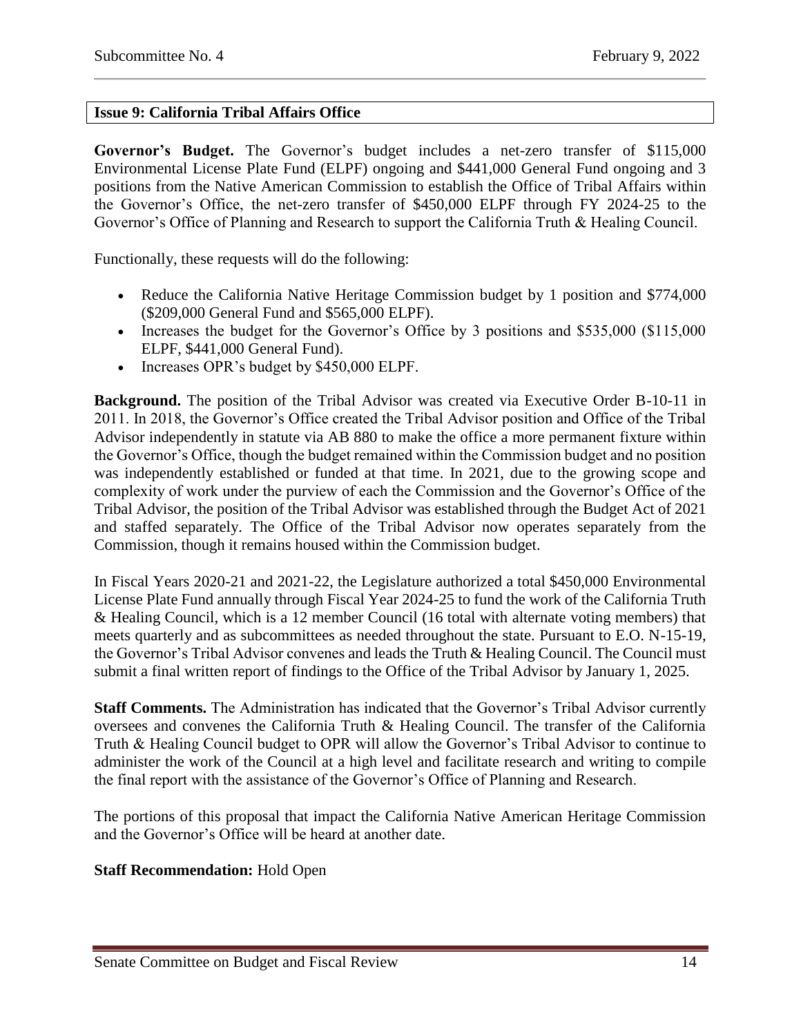## Issue 9: California Tribal Affairs Office

**Governor's Budget.** The Governor's budget includes a net-zero transfer of $115,000 Environmental License Plate Fund (ELPF) ongoing and $441,000 General Fund ongoing and 3 positions from the Native American Commission to establish the Office of Tribal Affairs within the Governor's Office, the net-zero transfer of $450,000 ELPF through FY 2024-25 to the Governor's Office of Planning and Research to support the California Truth & Healing Council.

Functionally, these requests will do the following:

- Reduce the California Native Heritage Commission budget by 1 position and $774,000 ($209,000 General Fund and $565,000 ELPF).
- Increases the budget for the Governor's Office by 3 positions and $535,000 ($115,000 ELPF, $441,000 General Fund).
- Increases OPR's budget by $450,000 ELPF.

**Background.** The position of the Tribal Advisor was created via Executive Order B-10-11 in 2011. In 2018, the Governor's Office created the Tribal Advisor position and Office of the Tribal Advisor independently in statute via AB 880 to make the office a more permanent fixture within the Governor's Office, though the budget remained within the Commission budget and no position was independently established or funded at that time. In 2021, due to the growing scope and complexity of work under the purview of each the Commission and the Governor's Office of the Tribal Advisor, the position of the Tribal Advisor was established through the Budget Act of 2021 and staffed separately. The Office of the Tribal Advisor now operates separately from the Commission, though it remains housed within the Commission budget.

In Fiscal Years 2020-21 and 2021-22, the Legislature authorized a total $450,000 Environmental License Plate Fund annually through Fiscal Year 2024-25 to fund the work of the California Truth & Healing Council, which is a 12 member Council (16 total with alternate voting members) that meets quarterly and as subcommittees as needed throughout the state. Pursuant to E.O. N-15-19, the Governor's Tribal Advisor convenes and leads the Truth & Healing Council. The Council must submit a final written report of findings to the Office of the Tribal Advisor by January 1, 2025.

**Staff Comments.** The Administration has indicated that the Governor's Tribal Advisor currently oversees and convenes the California Truth & Healing Council. The transfer of the California Truth & Healing Council budget to OPR will allow the Governor's Tribal Advisor to continue to administer the work of the Council at a high level and facilitate research and writing to compile the final report with the assistance of the Governor's Office of Planning and Research.

The portions of this proposal that impact the California Native American Heritage Commission and the Governor's Office will be heard at another date.

**Staff Recommendation:** Hold Open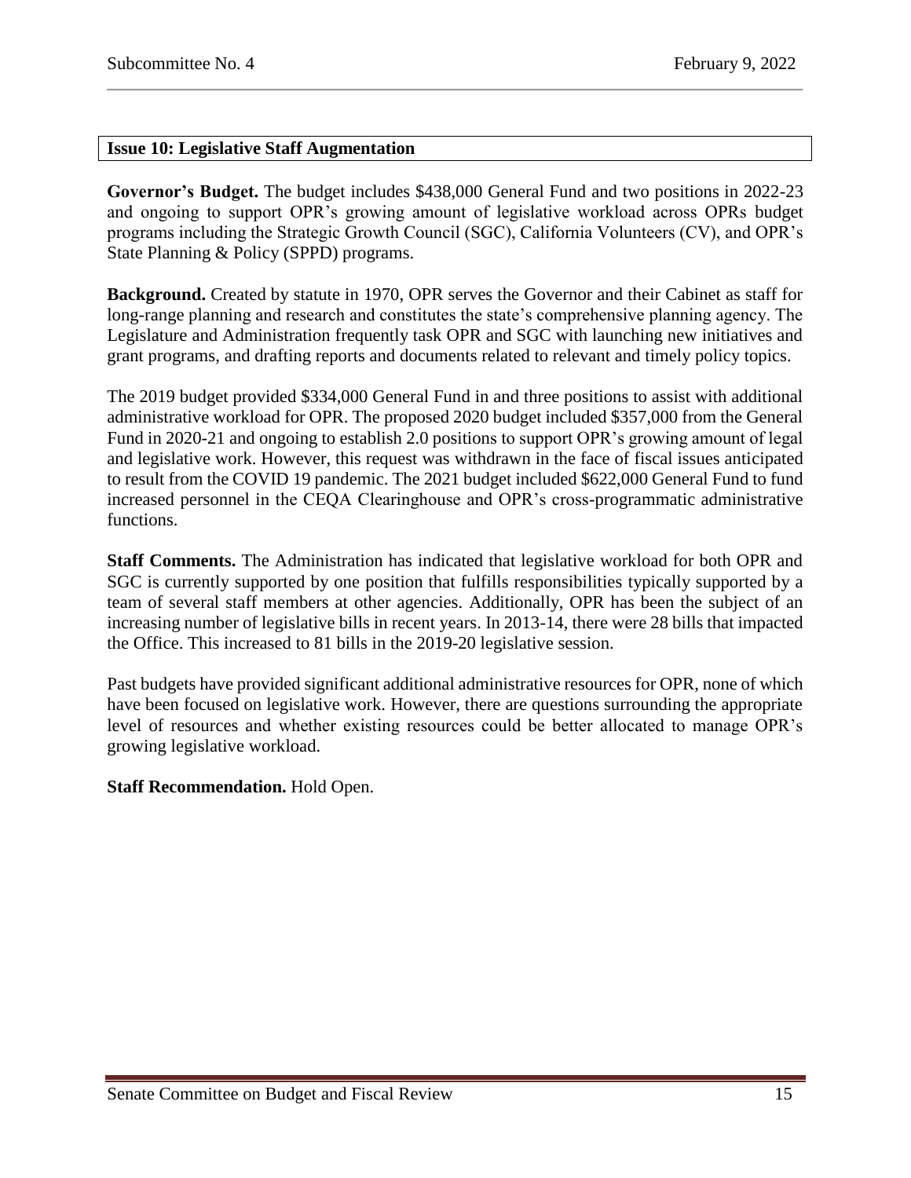## Issue 10: Legislative Staff Augmentation

**Governor's Budget.** The budget includes $438,000 General Fund and two positions in 2022-23 and ongoing to support OPR's growing amount of legislative workload across OPRs budget programs including the Strategic Growth Council (SGC), California Volunteers (CV), and OPR's State Planning & Policy (SPPD) programs.

**Background.** Created by statute in 1970, OPR serves the Governor and their Cabinet as staff for long-range planning and research and constitutes the state's comprehensive planning agency. The Legislature and Administration frequently task OPR and SGC with launching new initiatives and grant programs, and drafting reports and documents related to relevant and timely policy topics.

The 2019 budget provided $334,000 General Fund in and three positions to assist with additional administrative workload for OPR. The proposed 2020 budget included $357,000 from the General Fund in 2020-21 and ongoing to establish 2.0 positions to support OPR's growing amount of legal and legislative work. However, this request was withdrawn in the face of fiscal issues anticipated to result from the COVID 19 pandemic. The 2021 budget included $622,000 General Fund to fund increased personnel in the CEQA Clearinghouse and OPR's cross-programmatic administrative functions.

**Staff Comments.** The Administration has indicated that legislative workload for both OPR and SGC is currently supported by one position that fulfills responsibilities typically supported by a team of several staff members at other agencies. Additionally, OPR has been the subject of an increasing number of legislative bills in recent years. In 2013-14, there were 28 bills that impacted the Office. This increased to 81 bills in the 2019-20 legislative session.

Past budgets have provided significant additional administrative resources for OPR, none of which have been focused on legislative work. However, there are questions surrounding the appropriate level of resources and whether existing resources could be better allocated to manage OPR's growing legislative workload.

**Staff Recommendation.** Hold Open.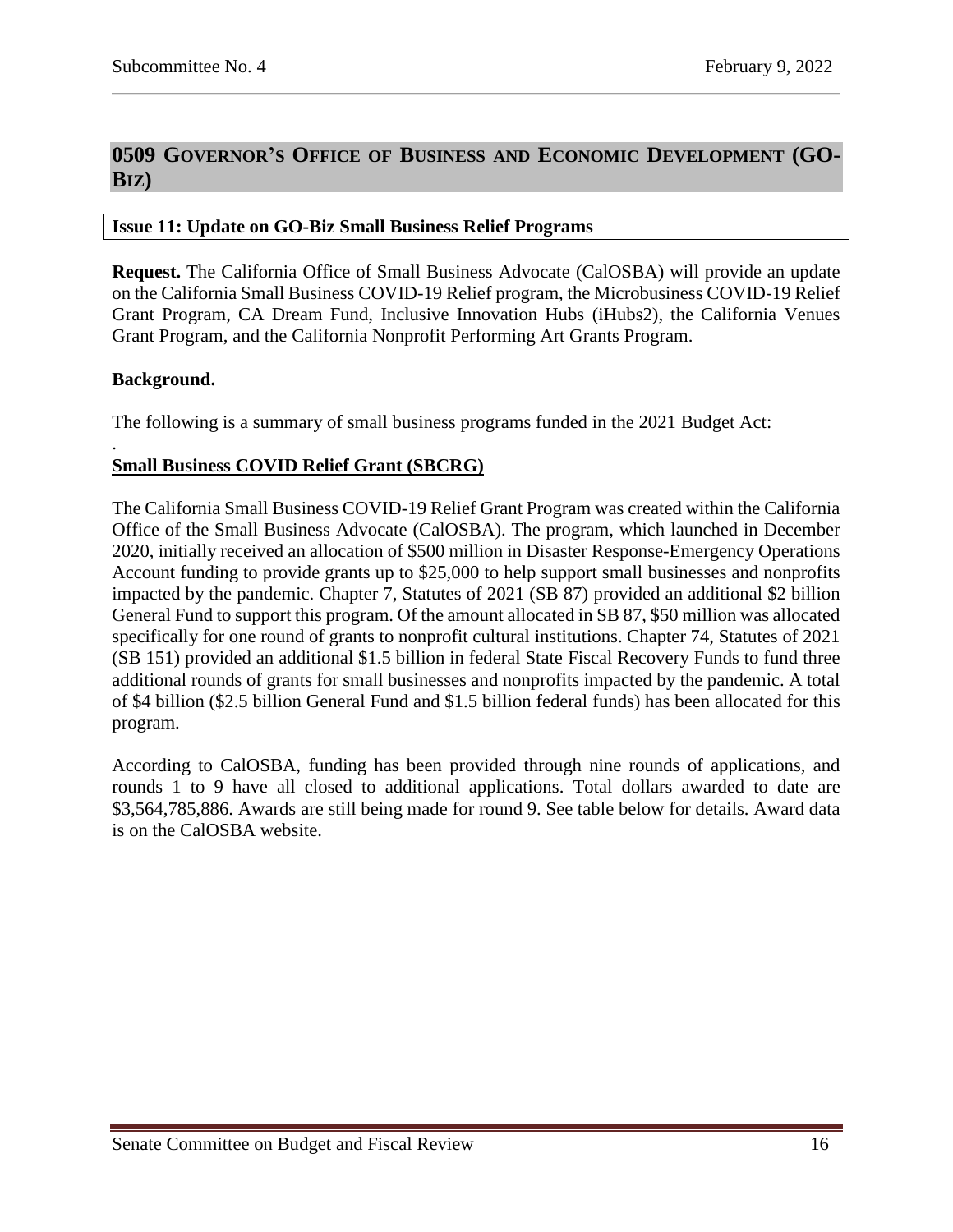## 0509 Governor's Office of Business and Economic Development (GO-Biz)

**Issue 11: Update on GO-Biz Small Business Relief Programs**

**Request.** The California Office of Small Business Advocate (CalOSBA) will provide an update on the California Small Business COVID-19 Relief program, the Microbusiness COVID-19 Relief Grant Program, CA Dream Fund, Inclusive Innovation Hubs (iHubs2), the California Venues Grant Program, and the California Nonprofit Performing Art Grants Program.

**Background.**

The following is a summary of small business programs funded in the 2021 Budget Act:

.

**Small Business COVID Relief Grant (SBCRG)**

The California Small Business COVID-19 Relief Grant Program was created within the California Office of the Small Business Advocate (CalOSBA). The program, which launched in December 2020, initially received an allocation of $500 million in Disaster Response-Emergency Operations Account funding to provide grants up to $25,000 to help support small businesses and nonprofits impacted by the pandemic. Chapter 7, Statutes of 2021 (SB 87) provided an additional $2 billion General Fund to support this program. Of the amount allocated in SB 87, $50 million was allocated specifically for one round of grants to nonprofit cultural institutions. Chapter 74, Statutes of 2021 (SB 151) provided an additional $1.5 billion in federal State Fiscal Recovery Funds to fund three additional rounds of grants for small businesses and nonprofits impacted by the pandemic. A total of $4 billion ($2.5 billion General Fund and $1.5 billion federal funds) has been allocated for this program.

According to CalOSBA, funding has been provided through nine rounds of applications, and rounds 1 to 9 have all closed to additional applications. Total dollars awarded to date are $3,564,785,886. Awards are still being made for round 9. See table below for details. Award data is on the CalOSBA website.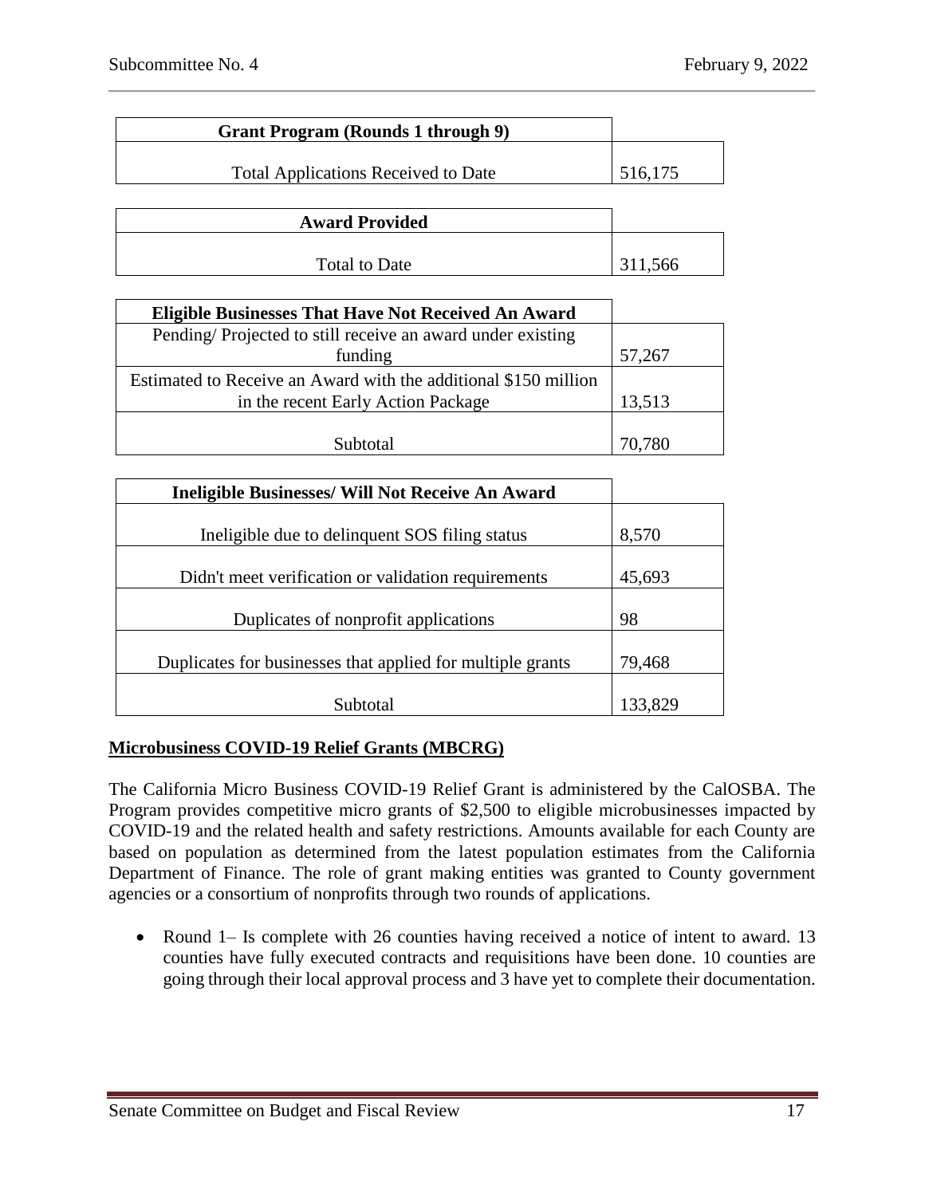| Grant Program (Rounds 1 through 9) | |
|---|---|
| Total Applications Received to Date | 516,175 |

| Award Provided | |
|---|---|
| Total to Date | 311,566 |

| Eligible Businesses That Have Not Received An Award | |
|---|---|
| Pending/ Projected to still receive an award under existing funding | 57,267 |
| Estimated to Receive an Award with the additional $150 million in the recent Early Action Package | 13,513 |
| Subtotal | 70,780 |

| Ineligible Businesses/ Will Not Receive An Award | |
|---|---|
| Ineligible due to delinquent SOS filing status | 8,570 |
| Didn't meet verification or validation requirements | 45,693 |
| Duplicates of nonprofit applications | 98 |
| Duplicates for businesses that applied for multiple grants | 79,468 |
| Subtotal | 133,829 |

**Microbusiness COVID-19 Relief Grants (MBCRG)**

The California Micro Business COVID-19 Relief Grant is administered by the CalOSBA. The Program provides competitive micro grants of $2,500 to eligible microbusinesses impacted by COVID-19 and the related health and safety restrictions. Amounts available for each County are based on population as determined from the latest population estimates from the California Department of Finance. The role of grant making entities was granted to County government agencies or a consortium of nonprofits through two rounds of applications.

- Round 1– Is complete with 26 counties having received a notice of intent to award. 13 counties have fully executed contracts and requisitions have been done. 10 counties are going through their local approval process and 3 have yet to complete their documentation.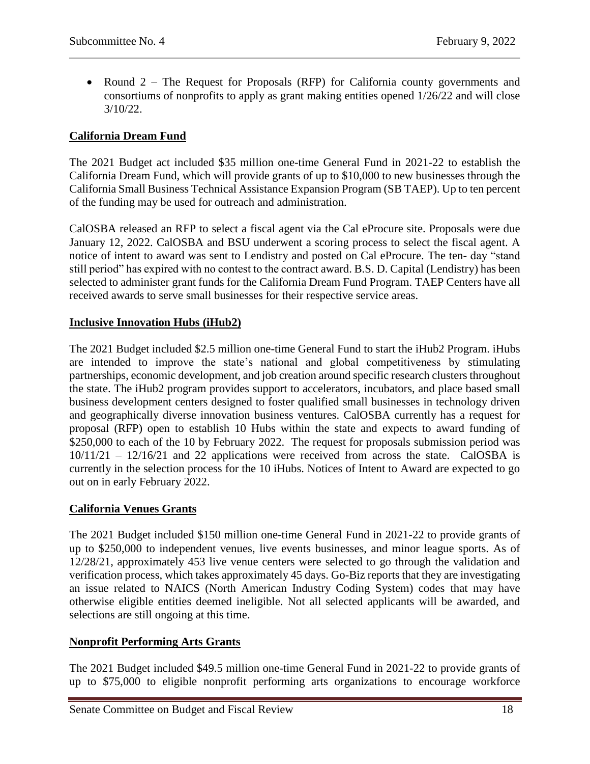- Round 2 – The Request for Proposals (RFP) for California county governments and consortiums of nonprofits to apply as grant making entities opened 1/26/22 and will close 3/10/22.

**California Dream Fund**

The 2021 Budget act included $35 million one-time General Fund in 2021-22 to establish the California Dream Fund, which will provide grants of up to $10,000 to new businesses through the California Small Business Technical Assistance Expansion Program (SB TAEP). Up to ten percent of the funding may be used for outreach and administration.

CalOSBA released an RFP to select a fiscal agent via the Cal eProcure site. Proposals were due January 12, 2022. CalOSBA and BSU underwent a scoring process to select the fiscal agent. A notice of intent to award was sent to Lendistry and posted on Cal eProcure. The ten- day "stand still period" has expired with no contest to the contract award. B.S. D. Capital (Lendistry) has been selected to administer grant funds for the California Dream Fund Program. TAEP Centers have all received awards to serve small businesses for their respective service areas.

**Inclusive Innovation Hubs (iHub2)**

The 2021 Budget included $2.5 million one-time General Fund to start the iHub2 Program. iHubs are intended to improve the state's national and global competitiveness by stimulating partnerships, economic development, and job creation around specific research clusters throughout the state. The iHub2 program provides support to accelerators, incubators, and place based small business development centers designed to foster qualified small businesses in technology driven and geographically diverse innovation business ventures. CalOSBA currently has a request for proposal (RFP) open to establish 10 Hubs within the state and expects to award funding of $250,000 to each of the 10 by February 2022. The request for proposals submission period was 10/11/21 – 12/16/21 and 22 applications were received from across the state. CalOSBA is currently in the selection process for the 10 iHubs. Notices of Intent to Award are expected to go out on in early February 2022.

**California Venues Grants**

The 2021 Budget included $150 million one-time General Fund in 2021-22 to provide grants of up to $250,000 to independent venues, live events businesses, and minor league sports. As of 12/28/21, approximately 453 live venue centers were selected to go through the validation and verification process, which takes approximately 45 days. Go-Biz reports that they are investigating an issue related to NAICS (North American Industry Coding System) codes that may have otherwise eligible entities deemed ineligible. Not all selected applicants will be awarded, and selections are still ongoing at this time.

**Nonprofit Performing Arts Grants**

The 2021 Budget included $49.5 million one-time General Fund in 2021-22 to provide grants of up to $75,000 to eligible nonprofit performing arts organizations to encourage workforce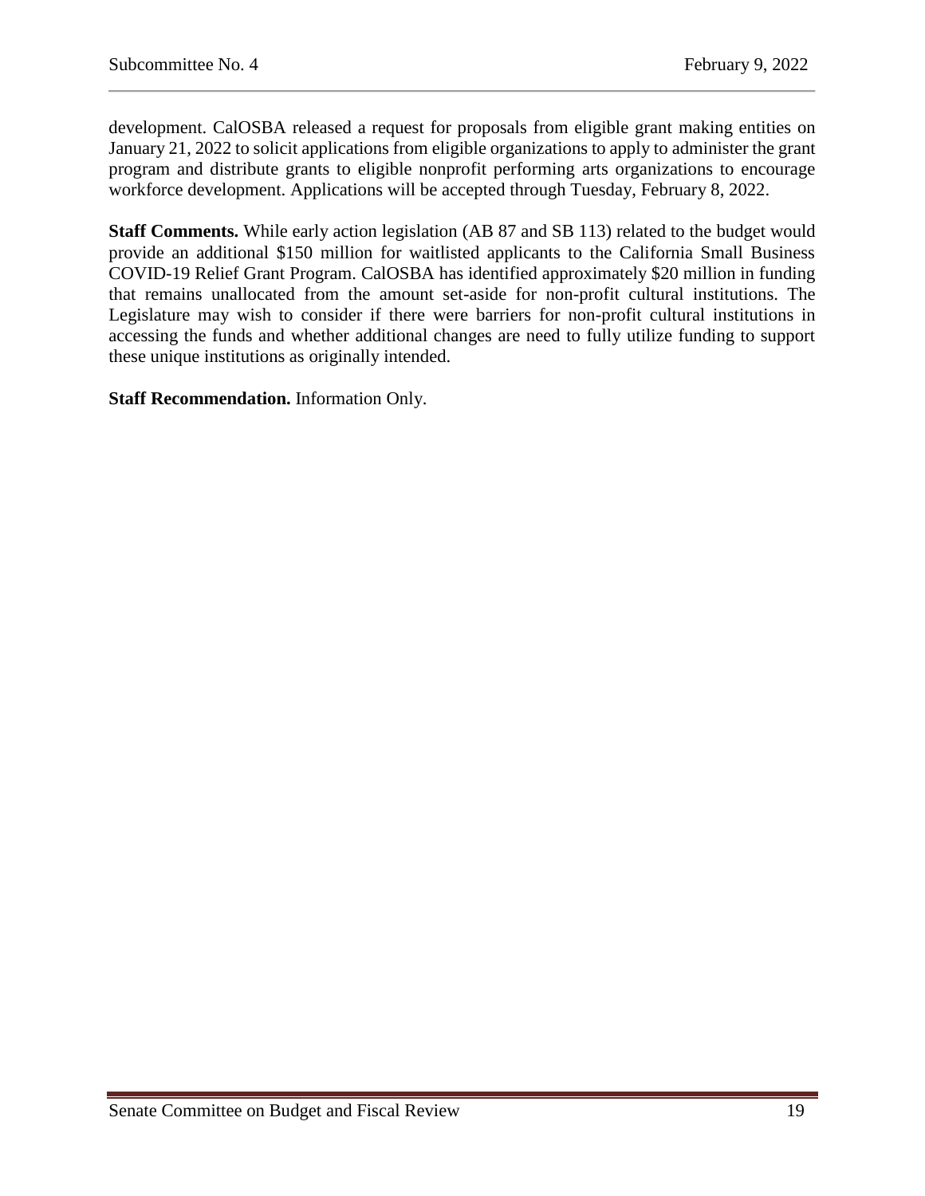development. CalOSBA released a request for proposals from eligible grant making entities on January 21, 2022 to solicit applications from eligible organizations to apply to administer the grant program and distribute grants to eligible nonprofit performing arts organizations to encourage workforce development. Applications will be accepted through Tuesday, February 8, 2022.

**Staff Comments.** While early action legislation (AB 87 and SB 113) related to the budget would provide an additional $150 million for waitlisted applicants to the California Small Business COVID-19 Relief Grant Program. CalOSBA has identified approximately $20 million in funding that remains unallocated from the amount set-aside for non-profit cultural institutions. The Legislature may wish to consider if there were barriers for non-profit cultural institutions in accessing the funds and whether additional changes are need to fully utilize funding to support these unique institutions as originally intended.

**Staff Recommendation.** Information Only.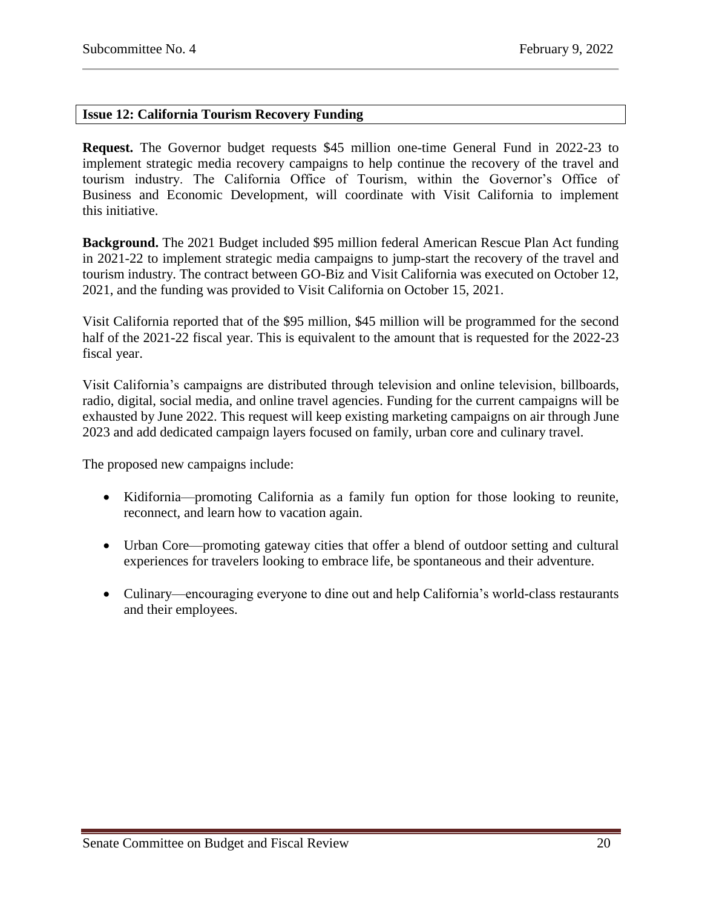### Issue 12: California Tourism Recovery Funding

**Request.** The Governor budget requests $45 million one-time General Fund in 2022-23 to implement strategic media recovery campaigns to help continue the recovery of the travel and tourism industry. The California Office of Tourism, within the Governor's Office of Business and Economic Development, will coordinate with Visit California to implement this initiative.

**Background.** The 2021 Budget included $95 million federal American Rescue Plan Act funding in 2021-22 to implement strategic media campaigns to jump-start the recovery of the travel and tourism industry. The contract between GO-Biz and Visit California was executed on October 12, 2021, and the funding was provided to Visit California on October 15, 2021.

Visit California reported that of the $95 million, $45 million will be programmed for the second half of the 2021-22 fiscal year. This is equivalent to the amount that is requested for the 2022-23 fiscal year.

Visit California's campaigns are distributed through television and online television, billboards, radio, digital, social media, and online travel agencies. Funding for the current campaigns will be exhausted by June 2022. This request will keep existing marketing campaigns on air through June 2023 and add dedicated campaign layers focused on family, urban core and culinary travel.

The proposed new campaigns include:

- Kidifornia—promoting California as a family fun option for those looking to reunite, reconnect, and learn how to vacation again.
- Urban Core—promoting gateway cities that offer a blend of outdoor setting and cultural experiences for travelers looking to embrace life, be spontaneous and their adventure.
- Culinary—encouraging everyone to dine out and help California's world-class restaurants and their employees.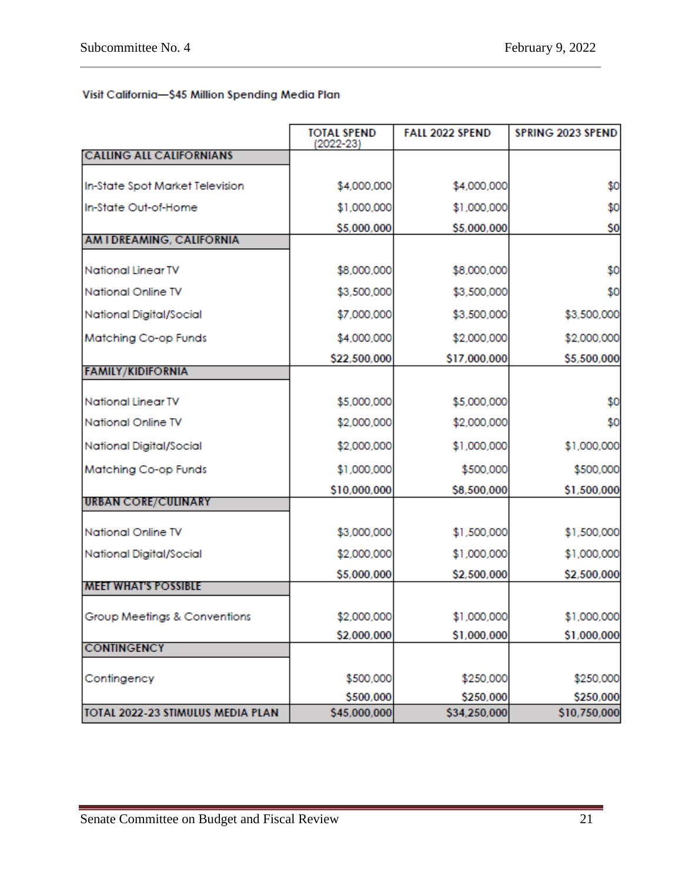Visit California—$45 Million Spending Media Plan

| | TOTAL SPEND (2022-23) | FALL 2022 SPEND | SPRING 2023 SPEND |
|---|---|---|---|
| **CALLING ALL CALIFORNIANS** | | | |
| In-State Spot Market Television | $4,000,000 | $4,000,000 | $0 |
| In-State Out-of-Home | $1,000,000 | $1,000,000 | $0 |
| | $5,000,000 | $5,000,000 | $0 |
| **AM I DREAMING, CALIFORNIA** | | | |
| National Linear TV | $8,000,000 | $8,000,000 | $0 |
| National Online TV | $3,500,000 | $3,500,000 | $0 |
| National Digital/Social | $7,000,000 | $3,500,000 | $3,500,000 |
| Matching Co-op Funds | $4,000,000 | $2,000,000 | $2,000,000 |
| | $22,500,000 | $17,000,000 | $5,500,000 |
| **FAMILY/KIDIFORNIA** | | | |
| National Linear TV | $5,000,000 | $5,000,000 | $0 |
| National Online TV | $2,000,000 | $2,000,000 | $0 |
| National Digital/Social | $2,000,000 | $1,000,000 | $1,000,000 |
| Matching Co-op Funds | $1,000,000 | $500,000 | $500,000 |
| | $10,000,000 | $8,500,000 | $1,500,000 |
| **URBAN CORE/CULINARY** | | | |
| National Online TV | $3,000,000 | $1,500,000 | $1,500,000 |
| National Digital/Social | $2,000,000 | $1,000,000 | $1,000,000 |
| | $5,000,000 | $2,500,000 | $2,500,000 |
| **MEET WHAT'S POSSIBLE** | | | |
| Group Meetings & Conventions | $2,000,000 | $1,000,000 | $1,000,000 |
| | $2,000,000 | $1,000,000 | $1,000,000 |
| **CONTINGENCY** | | | |
| Contingency | $500,000 | $250,000 | $250,000 |
| | $500,000 | $250,000 | $250,000 |
| **TOTAL 2022-23 STIMULUS MEDIA PLAN** | $45,000,000 | $34,250,000 | $10,750,000 |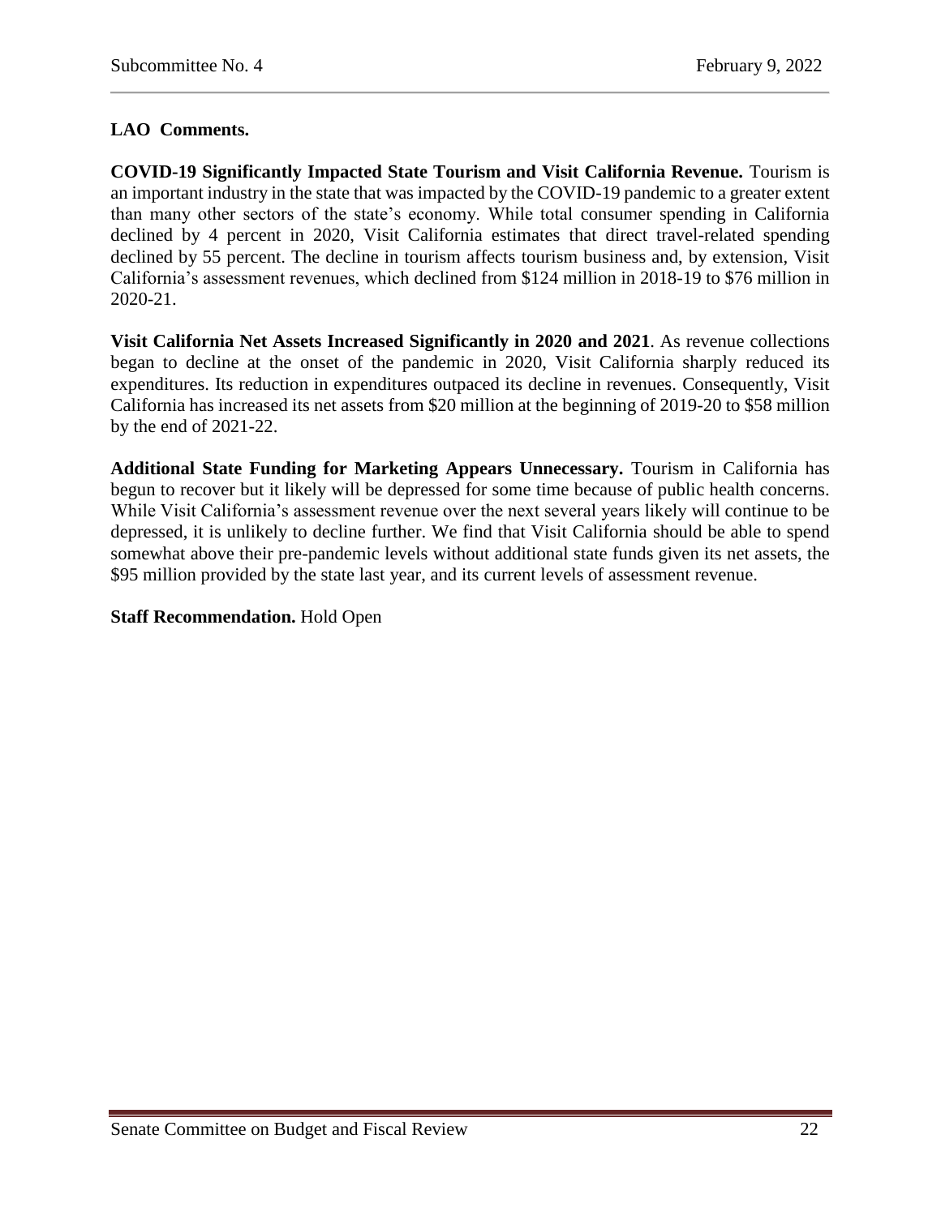**LAO Comments.**

**COVID-19 Significantly Impacted State Tourism and Visit California Revenue.** Tourism is an important industry in the state that was impacted by the COVID-19 pandemic to a greater extent than many other sectors of the state's economy. While total consumer spending in California declined by 4 percent in 2020, Visit California estimates that direct travel-related spending declined by 55 percent. The decline in tourism affects tourism business and, by extension, Visit California's assessment revenues, which declined from $124 million in 2018-19 to $76 million in 2020-21.

**Visit California Net Assets Increased Significantly in 2020 and 2021**. As revenue collections began to decline at the onset of the pandemic in 2020, Visit California sharply reduced its expenditures. Its reduction in expenditures outpaced its decline in revenues. Consequently, Visit California has increased its net assets from $20 million at the beginning of 2019-20 to $58 million by the end of 2021-22.

**Additional State Funding for Marketing Appears Unnecessary.** Tourism in California has begun to recover but it likely will be depressed for some time because of public health concerns. While Visit California's assessment revenue over the next several years likely will continue to be depressed, it is unlikely to decline further. We find that Visit California should be able to spend somewhat above their pre-pandemic levels without additional state funds given its net assets, the $95 million provided by the state last year, and its current levels of assessment revenue.

**Staff Recommendation.** Hold Open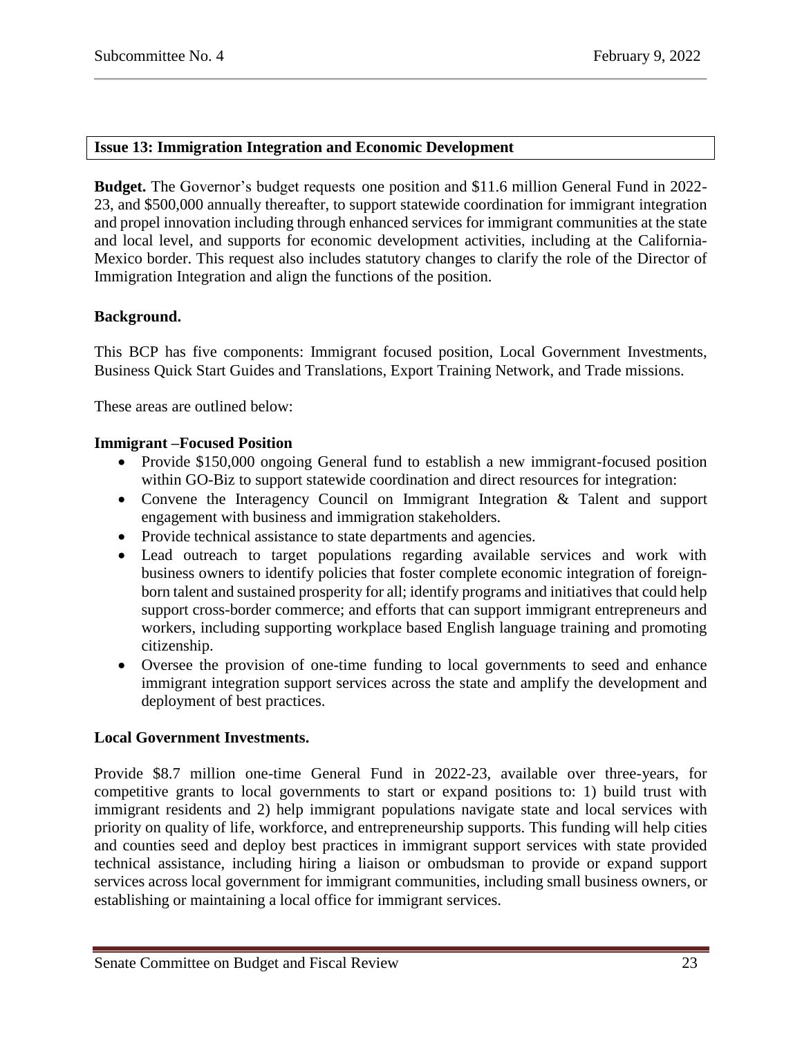**Issue 13: Immigration Integration and Economic Development**

**Budget.** The Governor's budget requests one position and $11.6 million General Fund in 2022-23, and $500,000 annually thereafter, to support statewide coordination for immigrant integration and propel innovation including through enhanced services for immigrant communities at the state and local level, and supports for economic development activities, including at the California-Mexico border. This request also includes statutory changes to clarify the role of the Director of Immigration Integration and align the functions of the position.

**Background.**

This BCP has five components: Immigrant focused position, Local Government Investments, Business Quick Start Guides and Translations, Export Training Network, and Trade missions.

These areas are outlined below:

**Immigrant –Focused Position**

- Provide $150,000 ongoing General fund to establish a new immigrant-focused position within GO-Biz to support statewide coordination and direct resources for integration:
- Convene the Interagency Council on Immigrant Integration & Talent and support engagement with business and immigration stakeholders.
- Provide technical assistance to state departments and agencies.
- Lead outreach to target populations regarding available services and work with business owners to identify policies that foster complete economic integration of foreign-born talent and sustained prosperity for all; identify programs and initiatives that could help support cross-border commerce; and efforts that can support immigrant entrepreneurs and workers, including supporting workplace based English language training and promoting citizenship.
- Oversee the provision of one-time funding to local governments to seed and enhance immigrant integration support services across the state and amplify the development and deployment of best practices.

**Local Government Investments.**

Provide $8.7 million one-time General Fund in 2022-23, available over three-years, for competitive grants to local governments to start or expand positions to: 1) build trust with immigrant residents and 2) help immigrant populations navigate state and local services with priority on quality of life, workforce, and entrepreneurship supports. This funding will help cities and counties seed and deploy best practices in immigrant support services with state provided technical assistance, including hiring a liaison or ombudsman to provide or expand support services across local government for immigrant communities, including small business owners, or establishing or maintaining a local office for immigrant services.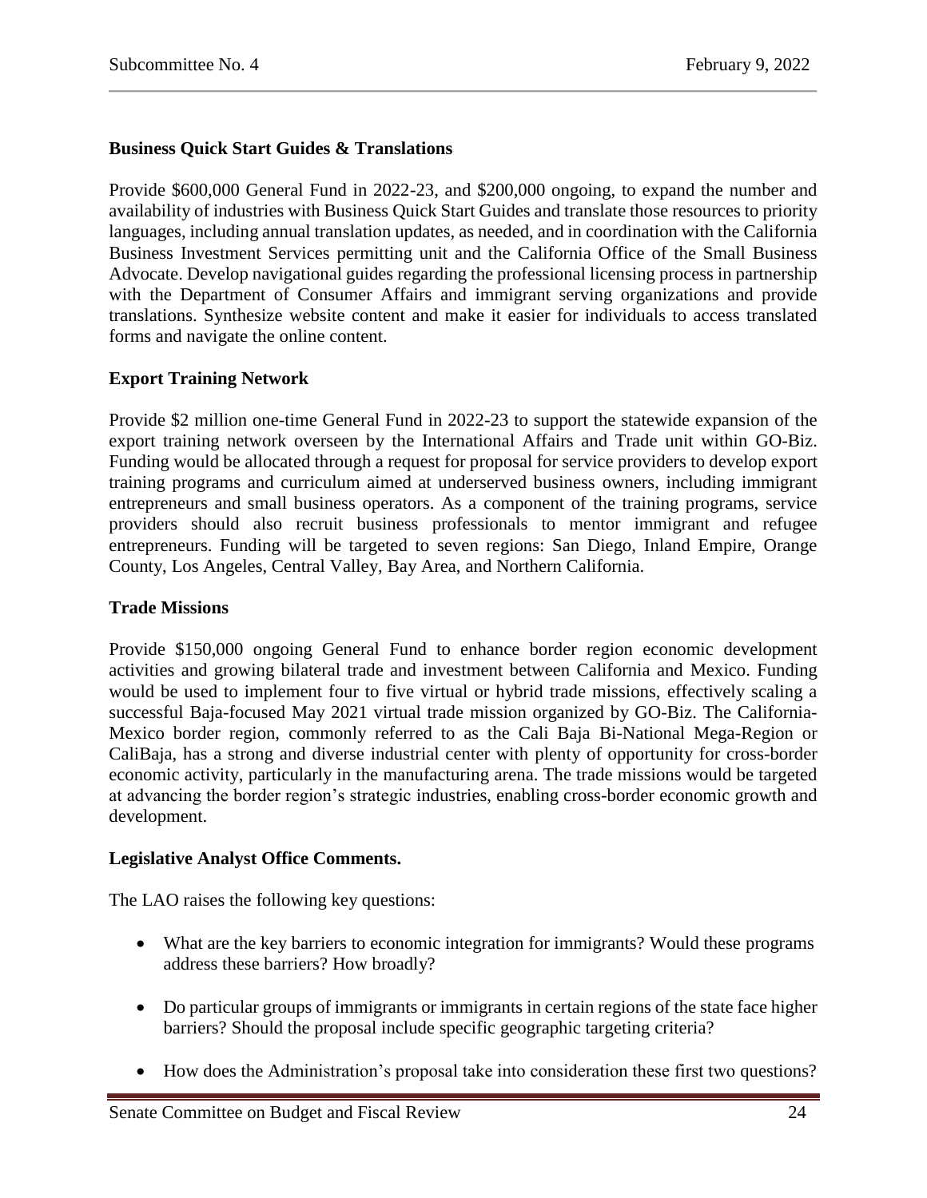**Business Quick Start Guides & Translations**

Provide $600,000 General Fund in 2022-23, and $200,000 ongoing, to expand the number and availability of industries with Business Quick Start Guides and translate those resources to priority languages, including annual translation updates, as needed, and in coordination with the California Business Investment Services permitting unit and the California Office of the Small Business Advocate. Develop navigational guides regarding the professional licensing process in partnership with the Department of Consumer Affairs and immigrant serving organizations and provide translations. Synthesize website content and make it easier for individuals to access translated forms and navigate the online content.

**Export Training Network**

Provide $2 million one-time General Fund in 2022-23 to support the statewide expansion of the export training network overseen by the International Affairs and Trade unit within GO-Biz. Funding would be allocated through a request for proposal for service providers to develop export training programs and curriculum aimed at underserved business owners, including immigrant entrepreneurs and small business operators. As a component of the training programs, service providers should also recruit business professionals to mentor immigrant and refugee entrepreneurs. Funding will be targeted to seven regions: San Diego, Inland Empire, Orange County, Los Angeles, Central Valley, Bay Area, and Northern California.

**Trade Missions**

Provide $150,000 ongoing General Fund to enhance border region economic development activities and growing bilateral trade and investment between California and Mexico. Funding would be used to implement four to five virtual or hybrid trade missions, effectively scaling a successful Baja-focused May 2021 virtual trade mission organized by GO-Biz. The California-Mexico border region, commonly referred to as the Cali Baja Bi-National Mega-Region or CaliBaja, has a strong and diverse industrial center with plenty of opportunity for cross-border economic activity, particularly in the manufacturing arena. The trade missions would be targeted at advancing the border region's strategic industries, enabling cross-border economic growth and development.

**Legislative Analyst Office Comments.**

The LAO raises the following key questions:

- What are the key barriers to economic integration for immigrants? Would these programs address these barriers? How broadly?
- Do particular groups of immigrants or immigrants in certain regions of the state face higher barriers? Should the proposal include specific geographic targeting criteria?
- How does the Administration's proposal take into consideration these first two questions?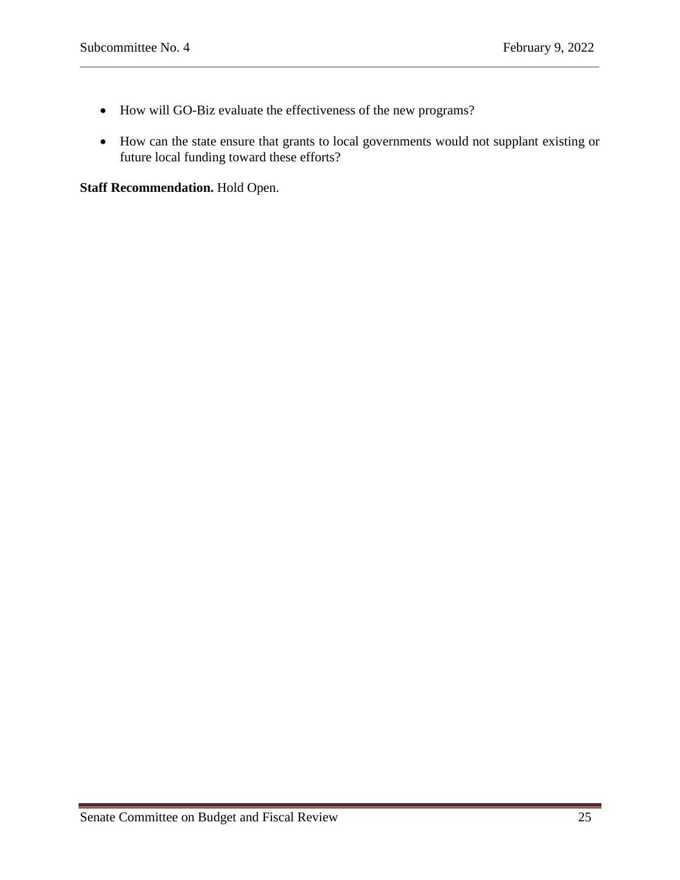- How will GO-Biz evaluate the effectiveness of the new programs?
- How can the state ensure that grants to local governments would not supplant existing or future local funding toward these efforts?

**Staff Recommendation.** Hold Open.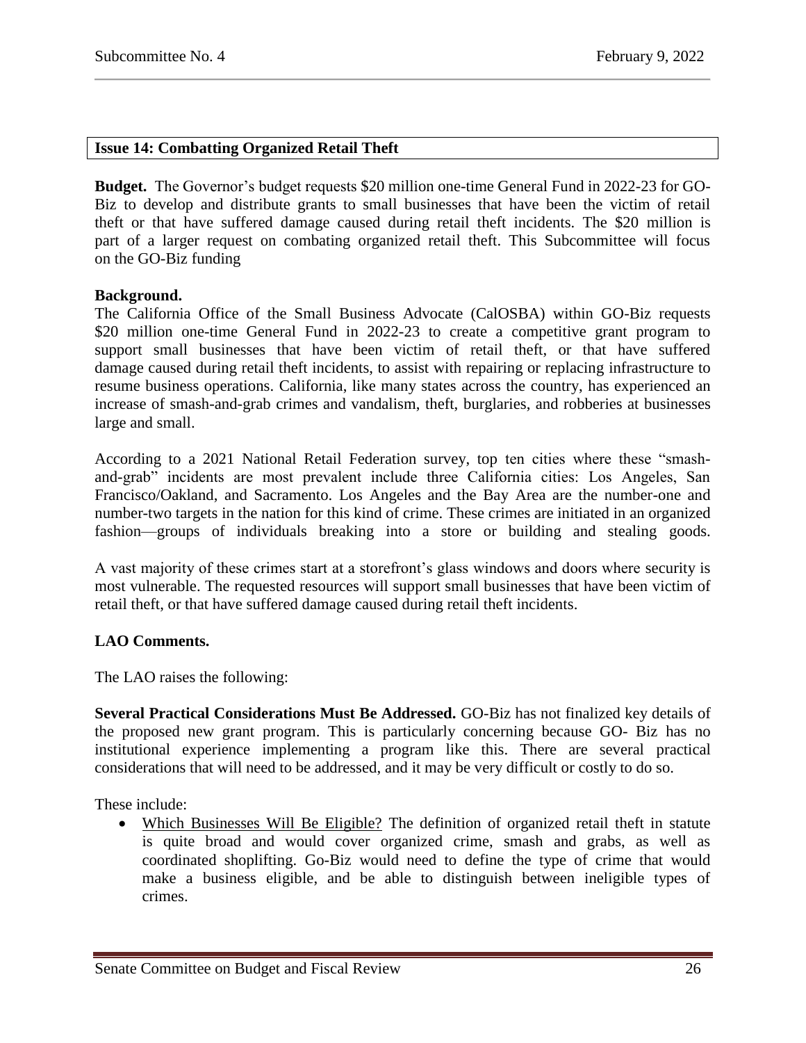## Issue 14: Combatting Organized Retail Theft

**Budget.** The Governor's budget requests $20 million one-time General Fund in 2022-23 for GO-Biz to develop and distribute grants to small businesses that have been the victim of retail theft or that have suffered damage caused during retail theft incidents. The $20 million is part of a larger request on combating organized retail theft. This Subcommittee will focus on the GO-Biz funding

**Background.**

The California Office of the Small Business Advocate (CalOSBA) within GO-Biz requests $20 million one-time General Fund in 2022-23 to create a competitive grant program to support small businesses that have been victim of retail theft, or that have suffered damage caused during retail theft incidents, to assist with repairing or replacing infrastructure to resume business operations. California, like many states across the country, has experienced an increase of smash-and-grab crimes and vandalism, theft, burglaries, and robberies at businesses large and small.

According to a 2021 National Retail Federation survey, top ten cities where these "smash-and-grab" incidents are most prevalent include three California cities: Los Angeles, San Francisco/Oakland, and Sacramento. Los Angeles and the Bay Area are the number-one and number-two targets in the nation for this kind of crime. These crimes are initiated in an organized fashion—groups of individuals breaking into a store or building and stealing goods.

A vast majority of these crimes start at a storefront's glass windows and doors where security is most vulnerable. The requested resources will support small businesses that have been victim of retail theft, or that have suffered damage caused during retail theft incidents.

**LAO Comments.**

The LAO raises the following:

**Several Practical Considerations Must Be Addressed.** GO-Biz has not finalized key details of the proposed new grant program. This is particularly concerning because GO- Biz has no institutional experience implementing a program like this. There are several practical considerations that will need to be addressed, and it may be very difficult or costly to do so.

These include:

- Which Businesses Will Be Eligible? The definition of organized retail theft in statute is quite broad and would cover organized crime, smash and grabs, as well as coordinated shoplifting. Go-Biz would need to define the type of crime that would make a business eligible, and be able to distinguish between ineligible types of crimes.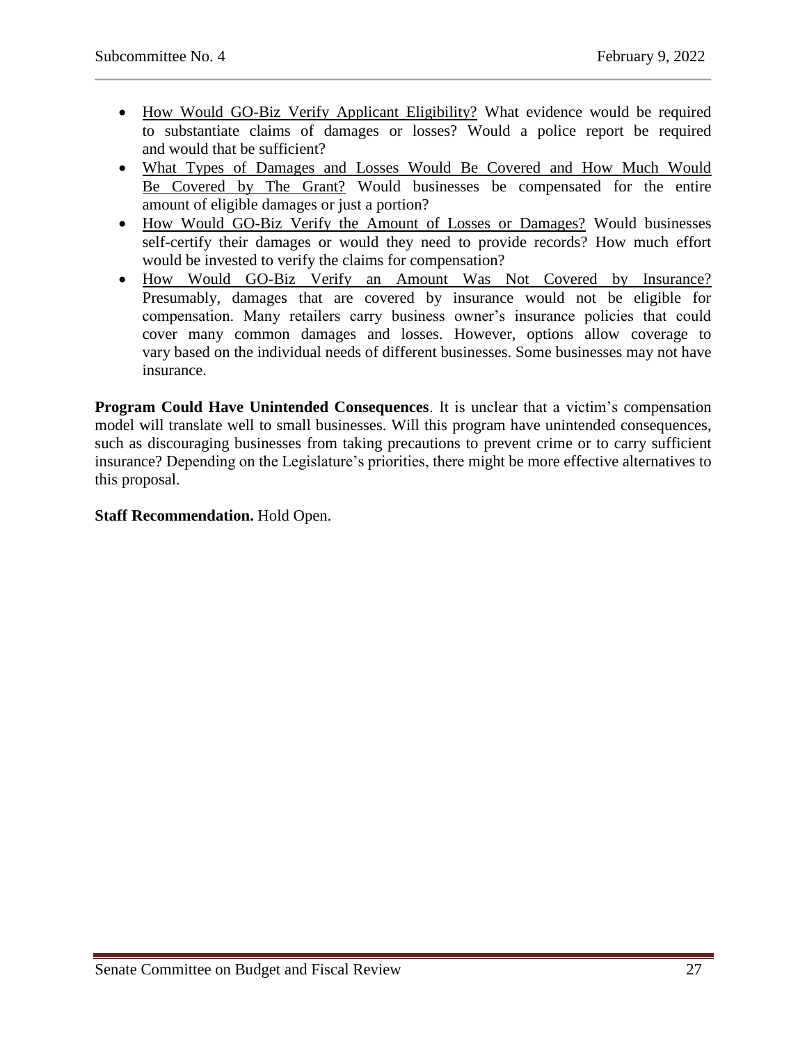- How Would GO-Biz Verify Applicant Eligibility? What evidence would be required to substantiate claims of damages or losses? Would a police report be required and would that be sufficient?
- What Types of Damages and Losses Would Be Covered and How Much Would Be Covered by The Grant? Would businesses be compensated for the entire amount of eligible damages or just a portion?
- How Would GO-Biz Verify the Amount of Losses or Damages? Would businesses self-certify their damages or would they need to provide records? How much effort would be invested to verify the claims for compensation?
- How Would GO-Biz Verify an Amount Was Not Covered by Insurance? Presumably, damages that are covered by insurance would not be eligible for compensation. Many retailers carry business owner's insurance policies that could cover many common damages and losses. However, options allow coverage to vary based on the individual needs of different businesses. Some businesses may not have insurance.

**Program Could Have Unintended Consequences**. It is unclear that a victim's compensation model will translate well to small businesses. Will this program have unintended consequences, such as discouraging businesses from taking precautions to prevent crime or to carry sufficient insurance? Depending on the Legislature's priorities, there might be more effective alternatives to this proposal.

**Staff Recommendation.** Hold Open.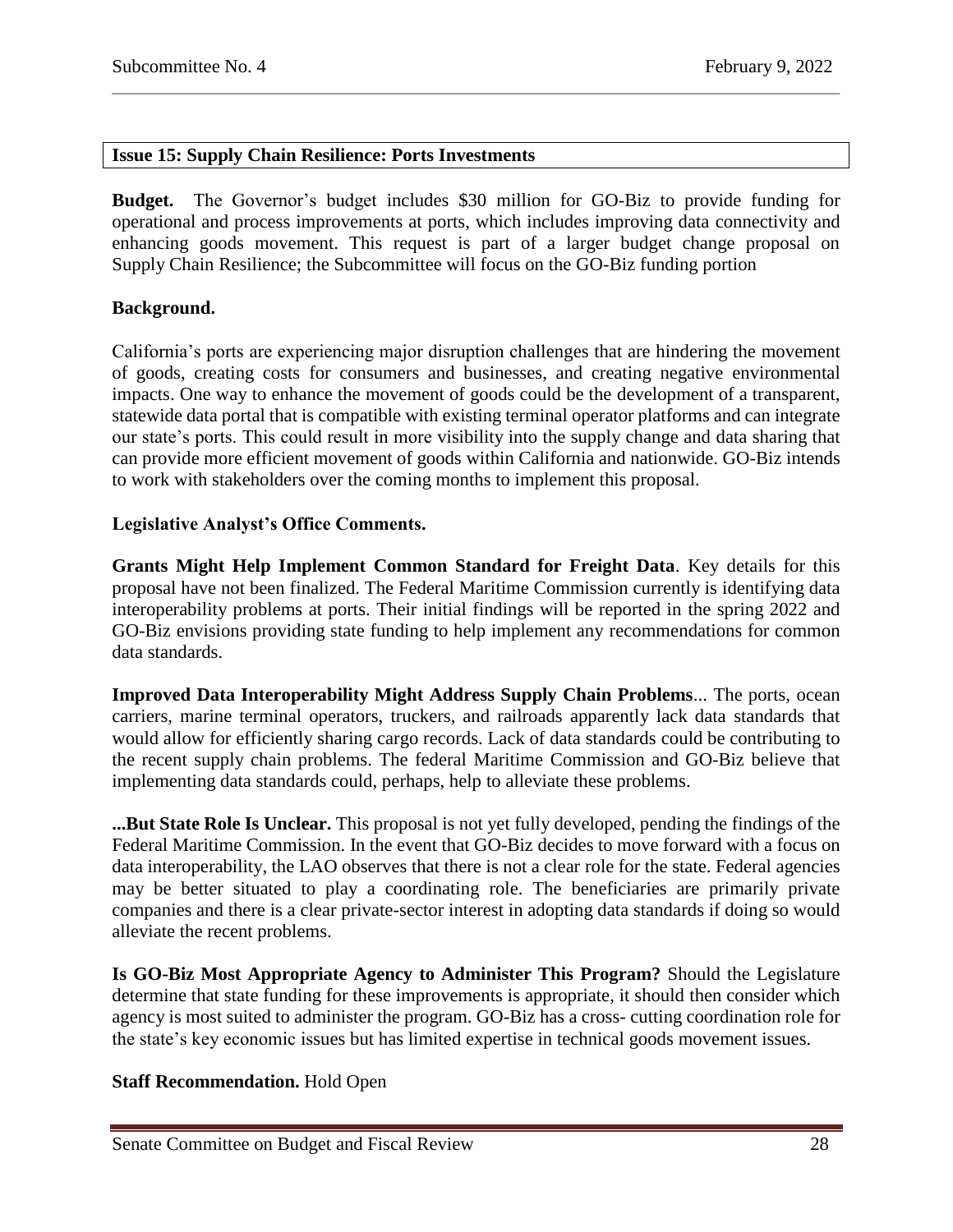### Issue 15: Supply Chain Resilience: Ports Investments

**Budget.** The Governor's budget includes $30 million for GO-Biz to provide funding for operational and process improvements at ports, which includes improving data connectivity and enhancing goods movement. This request is part of a larger budget change proposal on Supply Chain Resilience; the Subcommittee will focus on the GO-Biz funding portion

**Background.**

California's ports are experiencing major disruption challenges that are hindering the movement of goods, creating costs for consumers and businesses, and creating negative environmental impacts. One way to enhance the movement of goods could be the development of a transparent, statewide data portal that is compatible with existing terminal operator platforms and can integrate our state's ports. This could result in more visibility into the supply change and data sharing that can provide more efficient movement of goods within California and nationwide. GO-Biz intends to work with stakeholders over the coming months to implement this proposal.

**Legislative Analyst's Office Comments.**

**Grants Might Help Implement Common Standard for Freight Data**. Key details for this proposal have not been finalized. The Federal Maritime Commission currently is identifying data interoperability problems at ports. Their initial findings will be reported in the spring 2022 and GO-Biz envisions providing state funding to help implement any recommendations for common data standards.

**Improved Data Interoperability Might Address Supply Chain Problems**... The ports, ocean carriers, marine terminal operators, truckers, and railroads apparently lack data standards that would allow for efficiently sharing cargo records. Lack of data standards could be contributing to the recent supply chain problems. The federal Maritime Commission and GO-Biz believe that implementing data standards could, perhaps, help to alleviate these problems.

**...But State Role Is Unclear.** This proposal is not yet fully developed, pending the findings of the Federal Maritime Commission. In the event that GO-Biz decides to move forward with a focus on data interoperability, the LAO observes that there is not a clear role for the state. Federal agencies may be better situated to play a coordinating role. The beneficiaries are primarily private companies and there is a clear private-sector interest in adopting data standards if doing so would alleviate the recent problems.

**Is GO-Biz Most Appropriate Agency to Administer This Program?** Should the Legislature determine that state funding for these improvements is appropriate, it should then consider which agency is most suited to administer the program. GO-Biz has a cross- cutting coordination role for the state's key economic issues but has limited expertise in technical goods movement issues.

**Staff Recommendation.** Hold Open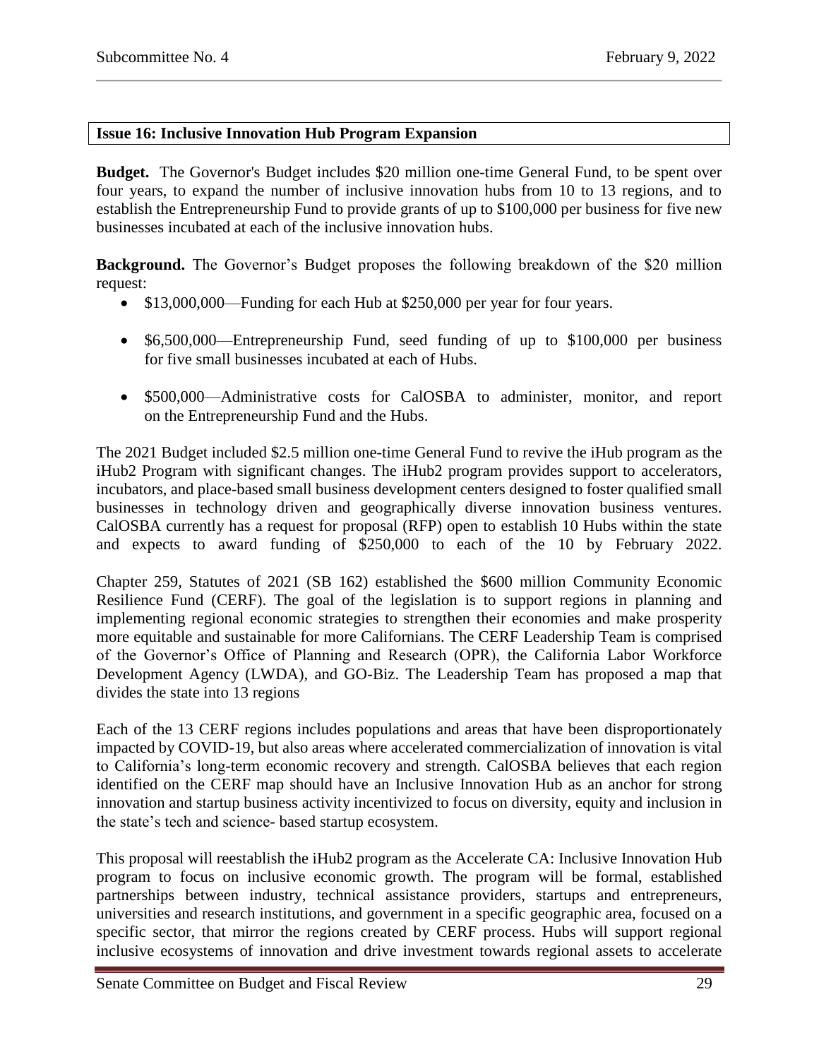### Issue 16: Inclusive Innovation Hub Program Expansion

**Budget.** The Governor's Budget includes $20 million one-time General Fund, to be spent over four years, to expand the number of inclusive innovation hubs from 10 to 13 regions, and to establish the Entrepreneurship Fund to provide grants of up to $100,000 per business for five new businesses incubated at each of the inclusive innovation hubs.

**Background.** The Governor's Budget proposes the following breakdown of the $20 million request:

- $13,000,000—Funding for each Hub at $250,000 per year for four years.
- $6,500,000—Entrepreneurship Fund, seed funding of up to $100,000 per business for five small businesses incubated at each of Hubs.
- $500,000—Administrative costs for CalOSBA to administer, monitor, and report on the Entrepreneurship Fund and the Hubs.

The 2021 Budget included $2.5 million one-time General Fund to revive the iHub program as the iHub2 Program with significant changes. The iHub2 program provides support to accelerators, incubators, and place-based small business development centers designed to foster qualified small businesses in technology driven and geographically diverse innovation business ventures. CalOSBA currently has a request for proposal (RFP) open to establish 10 Hubs within the state and expects to award funding of $250,000 to each of the 10 by February 2022.

Chapter 259, Statutes of 2021 (SB 162) established the $600 million Community Economic Resilience Fund (CERF). The goal of the legislation is to support regions in planning and implementing regional economic strategies to strengthen their economies and make prosperity more equitable and sustainable for more Californians. The CERF Leadership Team is comprised of the Governor's Office of Planning and Research (OPR), the California Labor Workforce Development Agency (LWDA), and GO-Biz. The Leadership Team has proposed a map that divides the state into 13 regions

Each of the 13 CERF regions includes populations and areas that have been disproportionately impacted by COVID-19, but also areas where accelerated commercialization of innovation is vital to California's long-term economic recovery and strength. CalOSBA believes that each region identified on the CERF map should have an Inclusive Innovation Hub as an anchor for strong innovation and startup business activity incentivized to focus on diversity, equity and inclusion in the state's tech and science- based startup ecosystem.

This proposal will reestablish the iHub2 program as the Accelerate CA: Inclusive Innovation Hub program to focus on inclusive economic growth. The program will be formal, established partnerships between industry, technical assistance providers, startups and entrepreneurs, universities and research institutions, and government in a specific geographic area, focused on a specific sector, that mirror the regions created by CERF process. Hubs will support regional inclusive ecosystems of innovation and drive investment towards regional assets to accelerate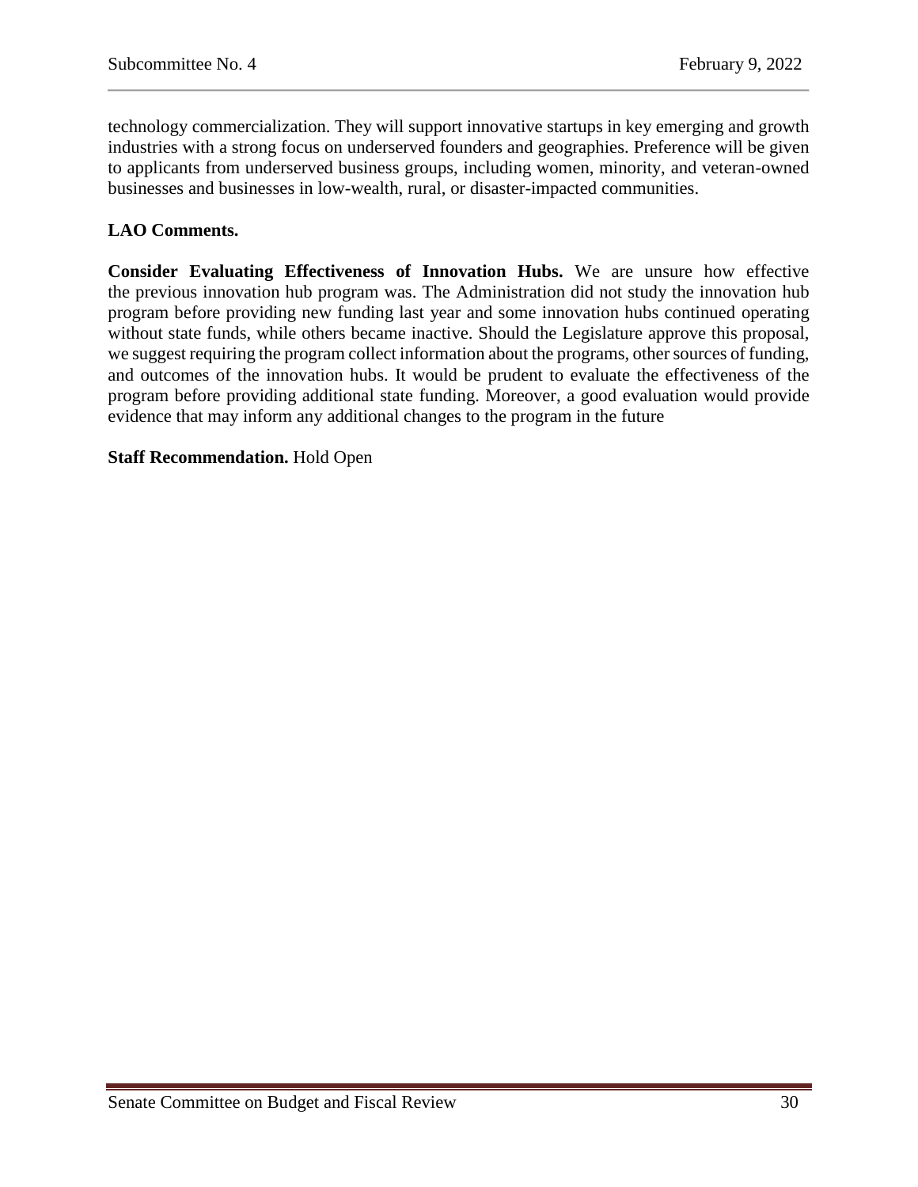technology commercialization. They will support innovative startups in key emerging and growth industries with a strong focus on underserved founders and geographies. Preference will be given to applicants from underserved business groups, including women, minority, and veteran-owned businesses and businesses in low-wealth, rural, or disaster-impacted communities.

**LAO Comments.**

**Consider Evaluating Effectiveness of Innovation Hubs.** We are unsure how effective the previous innovation hub program was. The Administration did not study the innovation hub program before providing new funding last year and some innovation hubs continued operating without state funds, while others became inactive. Should the Legislature approve this proposal, we suggest requiring the program collect information about the programs, other sources of funding, and outcomes of the innovation hubs. It would be prudent to evaluate the effectiveness of the program before providing additional state funding. Moreover, a good evaluation would provide evidence that may inform any additional changes to the program in the future

**Staff Recommendation.** Hold Open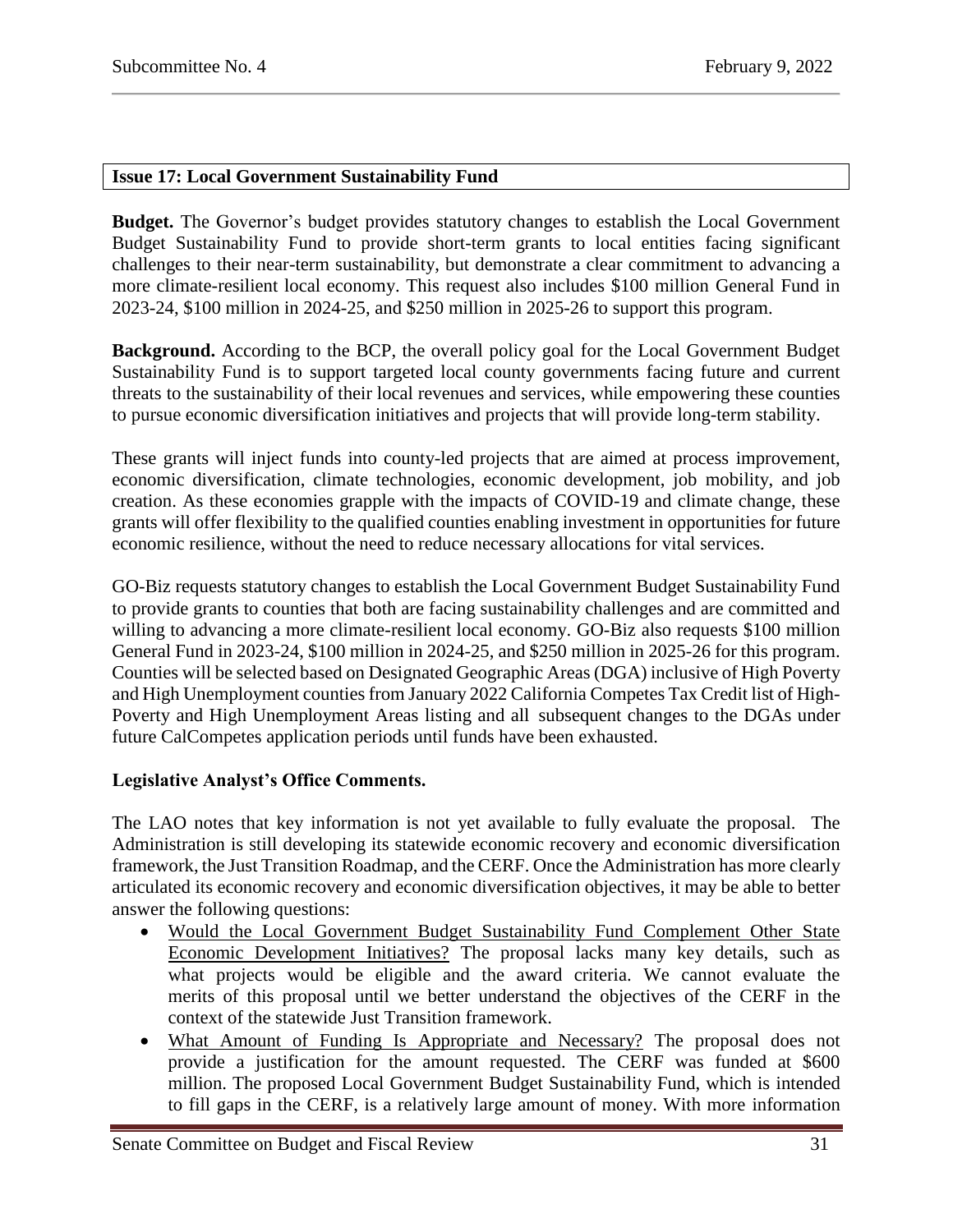## Issue 17: Local Government Sustainability Fund

**Budget.** The Governor's budget provides statutory changes to establish the Local Government Budget Sustainability Fund to provide short-term grants to local entities facing significant challenges to their near-term sustainability, but demonstrate a clear commitment to advancing a more climate-resilient local economy. This request also includes $100 million General Fund in 2023-24, $100 million in 2024-25, and $250 million in 2025-26 to support this program.

**Background.** According to the BCP, the overall policy goal for the Local Government Budget Sustainability Fund is to support targeted local county governments facing future and current threats to the sustainability of their local revenues and services, while empowering these counties to pursue economic diversification initiatives and projects that will provide long-term stability.

These grants will inject funds into county-led projects that are aimed at process improvement, economic diversification, climate technologies, economic development, job mobility, and job creation. As these economies grapple with the impacts of COVID-19 and climate change, these grants will offer flexibility to the qualified counties enabling investment in opportunities for future economic resilience, without the need to reduce necessary allocations for vital services.

GO-Biz requests statutory changes to establish the Local Government Budget Sustainability Fund to provide grants to counties that both are facing sustainability challenges and are committed and willing to advancing a more climate-resilient local economy. GO-Biz also requests $100 million General Fund in 2023-24, $100 million in 2024-25, and $250 million in 2025-26 for this program. Counties will be selected based on Designated Geographic Areas (DGA) inclusive of High Poverty and High Unemployment counties from January 2022 California Competes Tax Credit list of High-Poverty and High Unemployment Areas listing and all subsequent changes to the DGAs under future CalCompetes application periods until funds have been exhausted.

**Legislative Analyst's Office Comments.**

The LAO notes that key information is not yet available to fully evaluate the proposal. The Administration is still developing its statewide economic recovery and economic diversification framework, the Just Transition Roadmap, and the CERF. Once the Administration has more clearly articulated its economic recovery and economic diversification objectives, it may be able to better answer the following questions:

- Would the Local Government Budget Sustainability Fund Complement Other State Economic Development Initiatives? The proposal lacks many key details, such as what projects would be eligible and the award criteria. We cannot evaluate the merits of this proposal until we better understand the objectives of the CERF in the context of the statewide Just Transition framework.
- What Amount of Funding Is Appropriate and Necessary? The proposal does not provide a justification for the amount requested. The CERF was funded at $600 million. The proposed Local Government Budget Sustainability Fund, which is intended to fill gaps in the CERF, is a relatively large amount of money. With more information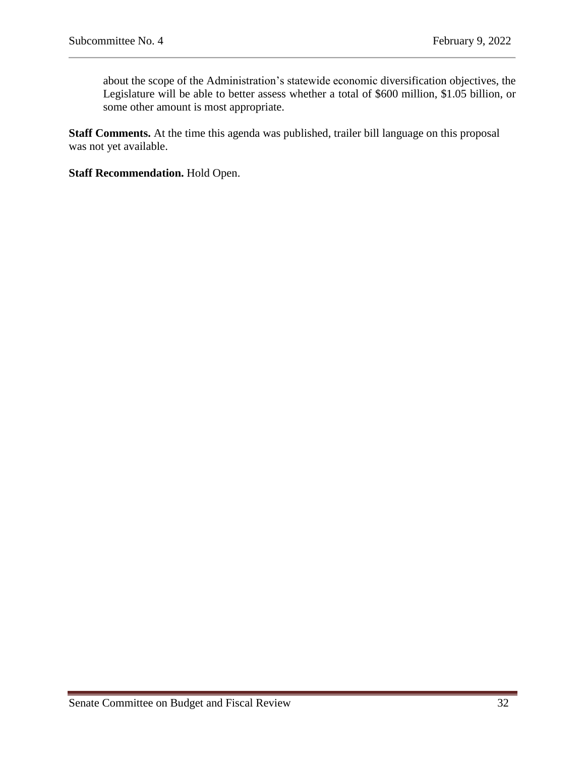about the scope of the Administration's statewide economic diversification objectives, the Legislature will be able to better assess whether a total of $600 million, $1.05 billion, or some other amount is most appropriate.

**Staff Comments.** At the time this agenda was published, trailer bill language on this proposal was not yet available.

**Staff Recommendation.** Hold Open.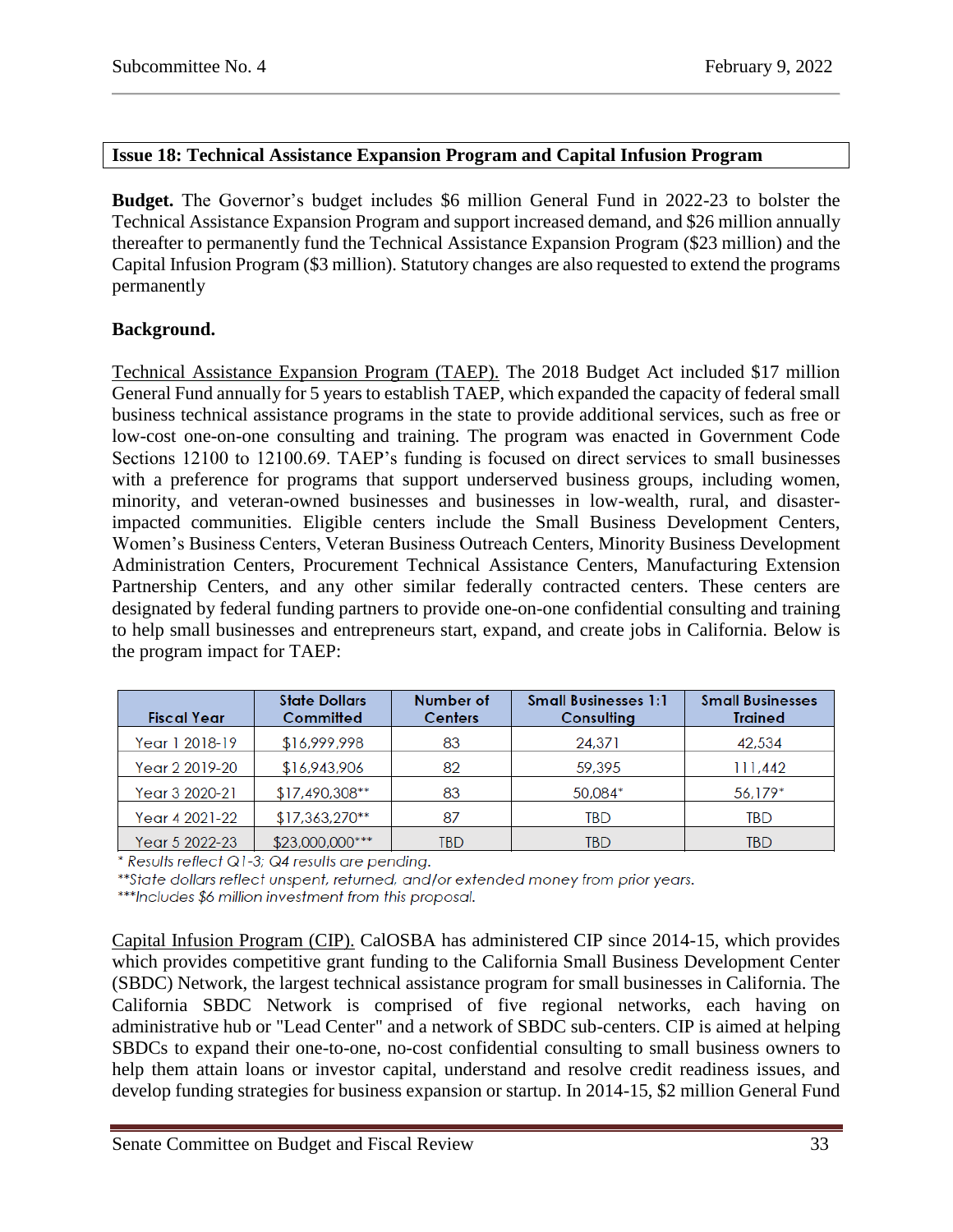## Issue 18: Technical Assistance Expansion Program and Capital Infusion Program

**Budget.** The Governor's budget includes $6 million General Fund in 2022-23 to bolster the Technical Assistance Expansion Program and support increased demand, and $26 million annually thereafter to permanently fund the Technical Assistance Expansion Program ($23 million) and the Capital Infusion Program ($3 million). Statutory changes are also requested to extend the programs permanently

**Background.**

Technical Assistance Expansion Program (TAEP). The 2018 Budget Act included $17 million General Fund annually for 5 years to establish TAEP, which expanded the capacity of federal small business technical assistance programs in the state to provide additional services, such as free or low-cost one-on-one consulting and training. The program was enacted in Government Code Sections 12100 to 12100.69. TAEP's funding is focused on direct services to small businesses with a preference for programs that support underserved business groups, including women, minority, and veteran-owned businesses and businesses in low-wealth, rural, and disaster-impacted communities. Eligible centers include the Small Business Development Centers, Women's Business Centers, Veteran Business Outreach Centers, Minority Business Development Administration Centers, Procurement Technical Assistance Centers, Manufacturing Extension Partnership Centers, and any other similar federally contracted centers. These centers are designated by federal funding partners to provide one-on-one confidential consulting and training to help small businesses and entrepreneurs start, expand, and create jobs in California. Below is the program impact for TAEP:

| Fiscal Year | State Dollars Committed | Number of Centers | Small Businesses 1:1 Consulting | Small Businesses Trained |
|---|---|---|---|---|
| Year 1 2018-19 | $16,999,998 | 83 | 24,371 | 42,534 |
| Year 2 2019-20 | $16,943,906 | 82 | 59,395 | 111,442 |
| Year 3 2020-21 | $17,490,308** | 83 | 50,084* | 56,179* |
| Year 4 2021-22 | $17,363,270** | 87 | TBD | TBD |
| Year 5 2022-23 | $23,000,000*** | TBD | TBD | TBD |

*\* Results reflect Q1-3; Q4 results are pending.*
*\*\*State dollars reflect unspent, returned, and/or extended money from prior years.*
*\*\*\*Includes $6 million investment from this proposal.*

Capital Infusion Program (CIP). CalOSBA has administered CIP since 2014-15, which provides which provides competitive grant funding to the California Small Business Development Center (SBDC) Network, the largest technical assistance program for small businesses in California. The California SBDC Network is comprised of five regional networks, each having on administrative hub or "Lead Center" and a network of SBDC sub-centers. CIP is aimed at helping SBDCs to expand their one-to-one, no-cost confidential consulting to small business owners to help them attain loans or investor capital, understand and resolve credit readiness issues, and develop funding strategies for business expansion or startup. In 2014-15, $2 million General Fund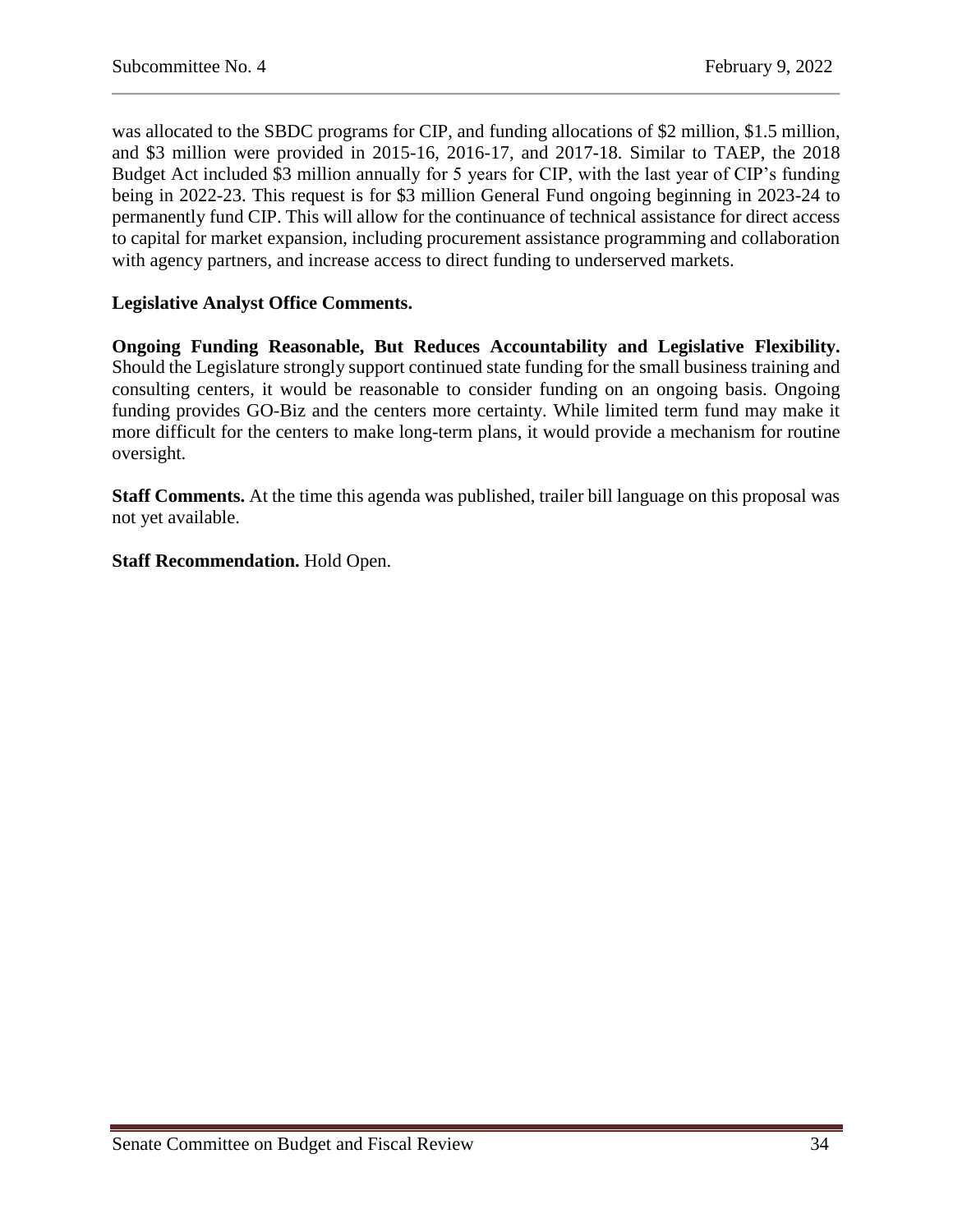was allocated to the SBDC programs for CIP, and funding allocations of $2 million, $1.5 million, and $3 million were provided in 2015-16, 2016-17, and 2017-18. Similar to TAEP, the 2018 Budget Act included $3 million annually for 5 years for CIP, with the last year of CIP's funding being in 2022-23. This request is for $3 million General Fund ongoing beginning in 2023-24 to permanently fund CIP. This will allow for the continuance of technical assistance for direct access to capital for market expansion, including procurement assistance programming and collaboration with agency partners, and increase access to direct funding to underserved markets.

**Legislative Analyst Office Comments.**

**Ongoing Funding Reasonable, But Reduces Accountability and Legislative Flexibility.** Should the Legislature strongly support continued state funding for the small business training and consulting centers, it would be reasonable to consider funding on an ongoing basis. Ongoing funding provides GO-Biz and the centers more certainty. While limited term fund may make it more difficult for the centers to make long-term plans, it would provide a mechanism for routine oversight.

**Staff Comments.** At the time this agenda was published, trailer bill language on this proposal was not yet available.

**Staff Recommendation.** Hold Open.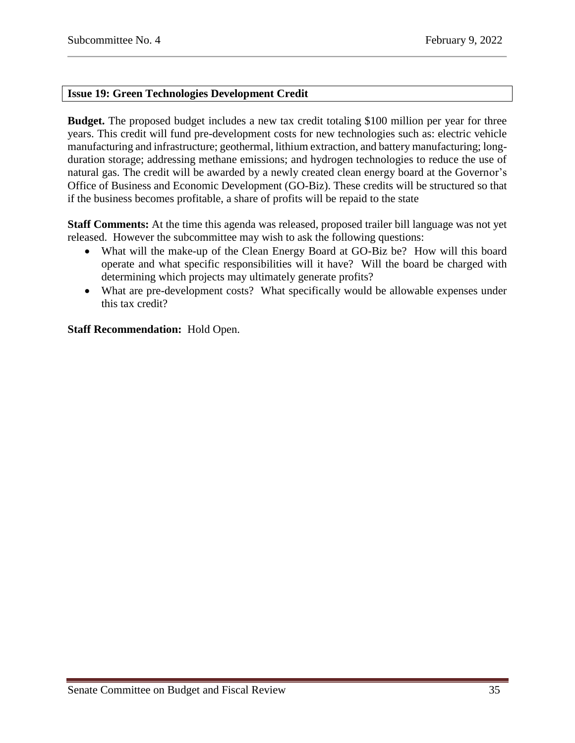## Issue 19: Green Technologies Development Credit

**Budget.** The proposed budget includes a new tax credit totaling $100 million per year for three years. This credit will fund pre-development costs for new technologies such as: electric vehicle manufacturing and infrastructure; geothermal, lithium extraction, and battery manufacturing; long-duration storage; addressing methane emissions; and hydrogen technologies to reduce the use of natural gas. The credit will be awarded by a newly created clean energy board at the Governor's Office of Business and Economic Development (GO-Biz). These credits will be structured so that if the business becomes profitable, a share of profits will be repaid to the state

**Staff Comments:** At the time this agenda was released, proposed trailer bill language was not yet released. However the subcommittee may wish to ask the following questions:

- What will the make-up of the Clean Energy Board at GO-Biz be? How will this board operate and what specific responsibilities will it have? Will the board be charged with determining which projects may ultimately generate profits?
- What are pre-development costs? What specifically would be allowable expenses under this tax credit?

**Staff Recommendation:** Hold Open.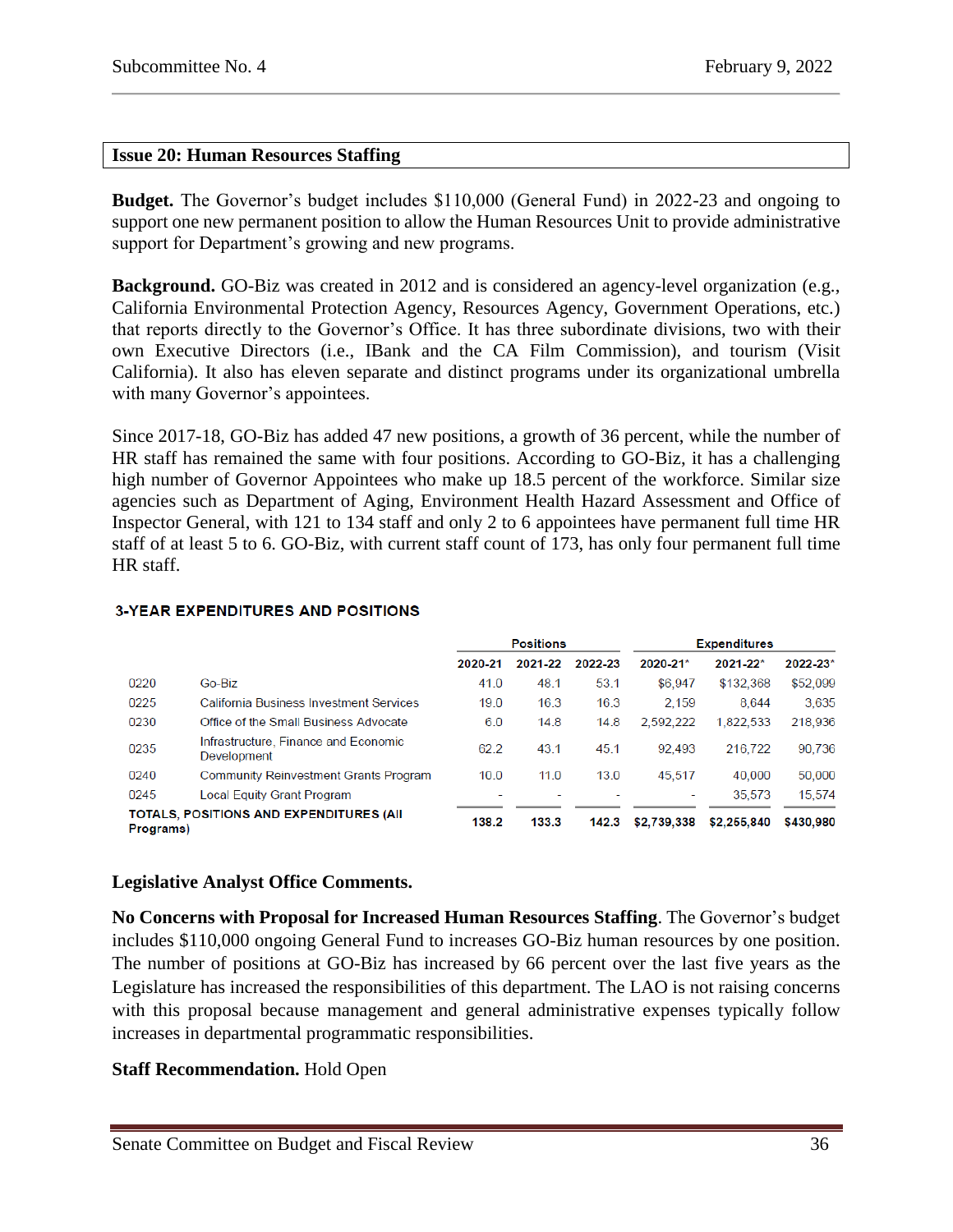## Issue 20: Human Resources Staffing

**Budget.** The Governor's budget includes $110,000 (General Fund) in 2022-23 and ongoing to support one new permanent position to allow the Human Resources Unit to provide administrative support for Department's growing and new programs.

**Background.** GO-Biz was created in 2012 and is considered an agency-level organization (e.g., California Environmental Protection Agency, Resources Agency, Government Operations, etc.) that reports directly to the Governor's Office. It has three subordinate divisions, two with their own Executive Directors (i.e., IBank and the CA Film Commission), and tourism (Visit California). It also has eleven separate and distinct programs under its organizational umbrella with many Governor's appointees.

Since 2017-18, GO-Biz has added 47 new positions, a growth of 36 percent, while the number of HR staff has remained the same with four positions. According to GO-Biz, it has a challenging high number of Governor Appointees who make up 18.5 percent of the workforce. Similar size agencies such as Department of Aging, Environment Health Hazard Assessment and Office of Inspector General, with 121 to 134 staff and only 2 to 6 appointees have permanent full time HR staff of at least 5 to 6. GO-Biz, with current staff count of 173, has only four permanent full time HR staff.

**3-YEAR EXPENDITURES AND POSITIONS**

| | | Positions | | | Expenditures | | |
|---|---|---|---|---|---|---|---|
| | | 2020-21 | 2021-22 | 2022-23 | 2020-21* | 2021-22* | 2022-23* |
| 0220 | Go-Biz | 41.0 | 48.1 | 53.1 | $6,947 | $132,368 | $52,099 |
| 0225 | California Business Investment Services | 19.0 | 16.3 | 16.3 | 2,159 | 8,644 | 3,635 |
| 0230 | Office of the Small Business Advocate | 6.0 | 14.8 | 14.8 | 2,592,222 | 1,822,533 | 218,936 |
| 0235 | Infrastructure, Finance and Economic Development | 62.2 | 43.1 | 45.1 | 92,493 | 216,722 | 90,736 |
| 0240 | Community Reinvestment Grants Program | 10.0 | 11.0 | 13.0 | 45,517 | 40,000 | 50,000 |
| 0245 | Local Equity Grant Program | - | - | - | - | 35,573 | 15,574 |
| **TOTALS, POSITIONS AND EXPENDITURES (All Programs)** | | **138.2** | **133.3** | **142.3** | **$2,739,338** | **$2,255,840** | **$430,980** |

**Legislative Analyst Office Comments.**

**No Concerns with Proposal for Increased Human Resources Staffing**. The Governor's budget includes $110,000 ongoing General Fund to increases GO-Biz human resources by one position. The number of positions at GO-Biz has increased by 66 percent over the last five years as the Legislature has increased the responsibilities of this department. The LAO is not raising concerns with this proposal because management and general administrative expenses typically follow increases in departmental programmatic responsibilities.

**Staff Recommendation.** Hold Open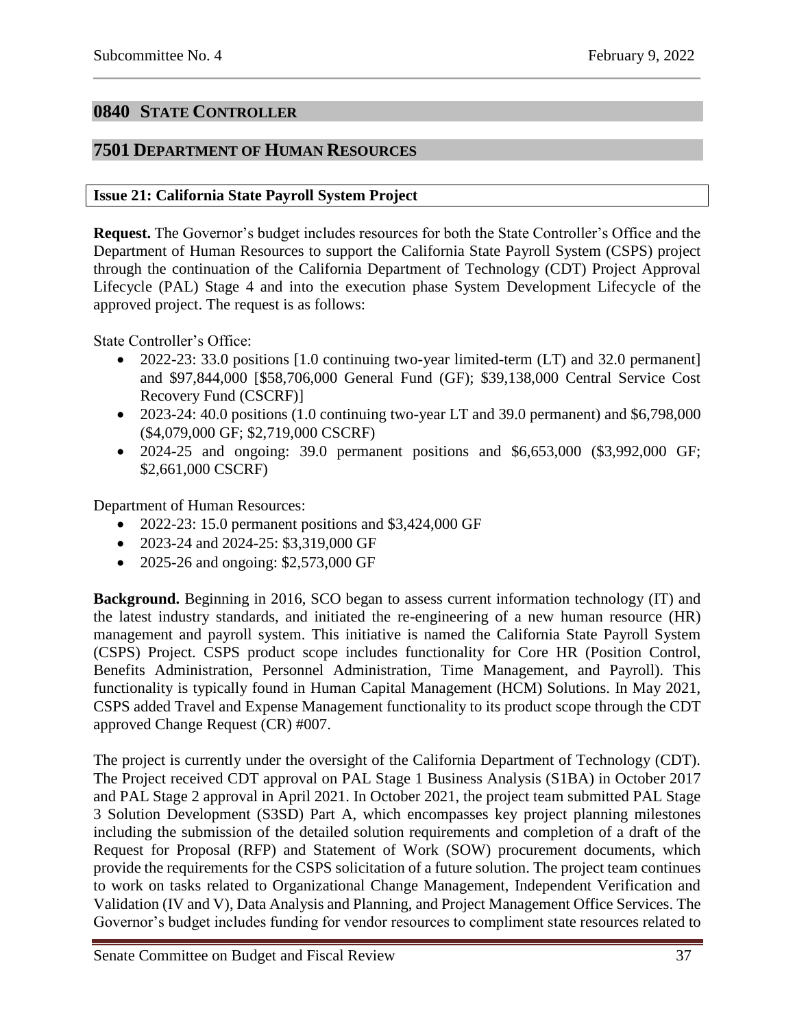## 0840 STATE CONTROLLER

## 7501 DEPARTMENT OF HUMAN RESOURCES

### Issue 21: California State Payroll System Project

**Request.** The Governor's budget includes resources for both the State Controller's Office and the Department of Human Resources to support the California State Payroll System (CSPS) project through the continuation of the California Department of Technology (CDT) Project Approval Lifecycle (PAL) Stage 4 and into the execution phase System Development Lifecycle of the approved project. The request is as follows:

State Controller's Office:

- 2022-23: 33.0 positions [1.0 continuing two-year limited-term (LT) and 32.0 permanent] and $97,844,000 [$58,706,000 General Fund (GF); $39,138,000 Central Service Cost Recovery Fund (CSCRF)]
- 2023-24: 40.0 positions (1.0 continuing two-year LT and 39.0 permanent) and $6,798,000 ($4,079,000 GF; $2,719,000 CSCRF)
- 2024-25 and ongoing: 39.0 permanent positions and $6,653,000 ($3,992,000 GF; $2,661,000 CSCRF)

Department of Human Resources:

- 2022-23: 15.0 permanent positions and $3,424,000 GF
- 2023-24 and 2024-25: $3,319,000 GF
- 2025-26 and ongoing: $2,573,000 GF

**Background.** Beginning in 2016, SCO began to assess current information technology (IT) and the latest industry standards, and initiated the re-engineering of a new human resource (HR) management and payroll system. This initiative is named the California State Payroll System (CSPS) Project. CSPS product scope includes functionality for Core HR (Position Control, Benefits Administration, Personnel Administration, Time Management, and Payroll). This functionality is typically found in Human Capital Management (HCM) Solutions. In May 2021, CSPS added Travel and Expense Management functionality to its product scope through the CDT approved Change Request (CR) #007.

The project is currently under the oversight of the California Department of Technology (CDT). The Project received CDT approval on PAL Stage 1 Business Analysis (S1BA) in October 2017 and PAL Stage 2 approval in April 2021. In October 2021, the project team submitted PAL Stage 3 Solution Development (S3SD) Part A, which encompasses key project planning milestones including the submission of the detailed solution requirements and completion of a draft of the Request for Proposal (RFP) and Statement of Work (SOW) procurement documents, which provide the requirements for the CSPS solicitation of a future solution. The project team continues to work on tasks related to Organizational Change Management, Independent Verification and Validation (IV and V), Data Analysis and Planning, and Project Management Office Services. The Governor's budget includes funding for vendor resources to compliment state resources related to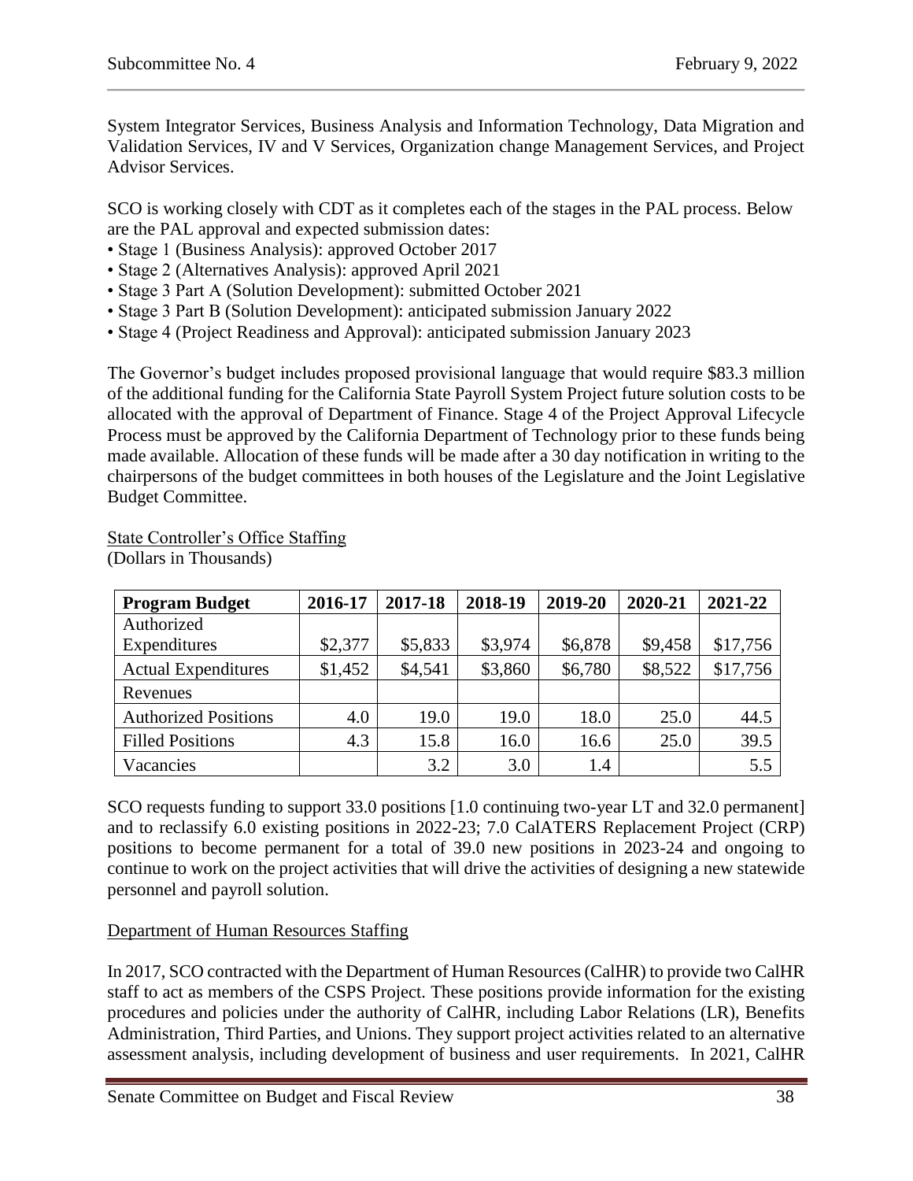System Integrator Services, Business Analysis and Information Technology, Data Migration and Validation Services, IV and V Services, Organization change Management Services, and Project Advisor Services.

SCO is working closely with CDT as it completes each of the stages in the PAL process. Below are the PAL approval and expected submission dates:

- Stage 1 (Business Analysis): approved October 2017
- Stage 2 (Alternatives Analysis): approved April 2021
- Stage 3 Part A (Solution Development): submitted October 2021
- Stage 3 Part B (Solution Development): anticipated submission January 2022
- Stage 4 (Project Readiness and Approval): anticipated submission January 2023

The Governor's budget includes proposed provisional language that would require \$83.3 million of the additional funding for the California State Payroll System Project future solution costs to be allocated with the approval of Department of Finance. Stage 4 of the Project Approval Lifecycle Process must be approved by the California Department of Technology prior to these funds being made available. Allocation of these funds will be made after a 30 day notification in writing to the chairpersons of the budget committees in both houses of the Legislature and the Joint Legislative Budget Committee.

<u>State Controller's Office Staffing</u>
(Dollars in Thousands)

| **Program Budget** | **2016-17** | **2017-18** | **2018-19** | **2019-20** | **2020-21** | **2021-22** |
|---|---|---|---|---|---|---|
| Authorized Expenditures | \$2,377 | \$5,833 | \$3,974 | \$6,878 | \$9,458 | \$17,756 |
| Actual Expenditures | \$1,452 | \$4,541 | \$3,860 | \$6,780 | \$8,522 | \$17,756 |
| Revenues | | | | | | |
| Authorized Positions | 4.0 | 19.0 | 19.0 | 18.0 | 25.0 | 44.5 |
| Filled Positions | 4.3 | 15.8 | 16.0 | 16.6 | 25.0 | 39.5 |
| Vacancies | | 3.2 | 3.0 | 1.4 | | 5.5 |

SCO requests funding to support 33.0 positions [1.0 continuing two-year LT and 32.0 permanent] and to reclassify 6.0 existing positions in 2022-23; 7.0 CalATERS Replacement Project (CRP) positions to become permanent for a total of 39.0 new positions in 2023-24 and ongoing to continue to work on the project activities that will drive the activities of designing a new statewide personnel and payroll solution.

<u>Department of Human Resources Staffing</u>

In 2017, SCO contracted with the Department of Human Resources (CalHR) to provide two CalHR staff to act as members of the CSPS Project. These positions provide information for the existing procedures and policies under the authority of CalHR, including Labor Relations (LR), Benefits Administration, Third Parties, and Unions. They support project activities related to an alternative assessment analysis, including development of business and user requirements. In 2021, CalHR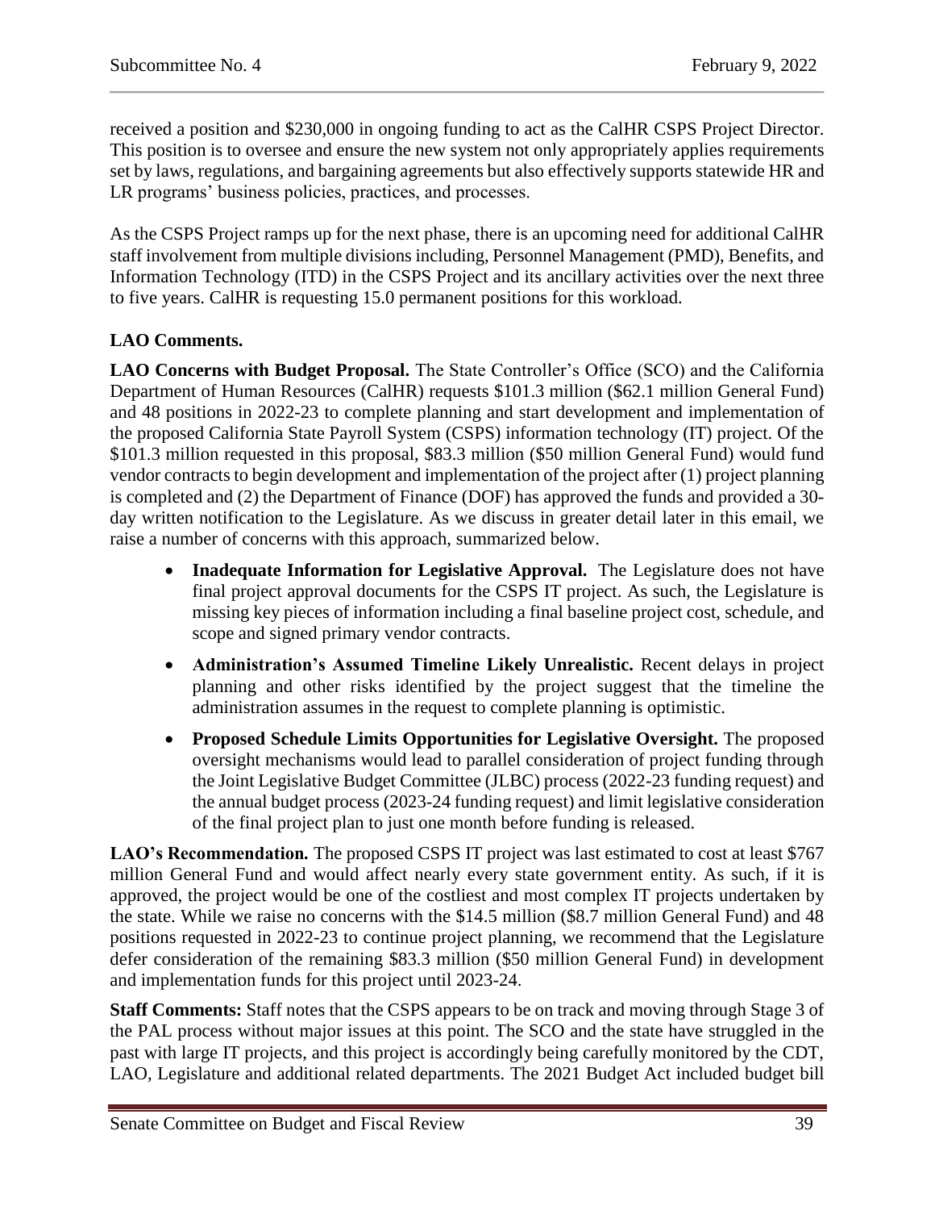received a position and $230,000 in ongoing funding to act as the CalHR CSPS Project Director. This position is to oversee and ensure the new system not only appropriately applies requirements set by laws, regulations, and bargaining agreements but also effectively supports statewide HR and LR programs' business policies, practices, and processes.

As the CSPS Project ramps up for the next phase, there is an upcoming need for additional CalHR staff involvement from multiple divisions including, Personnel Management (PMD), Benefits, and Information Technology (ITD) in the CSPS Project and its ancillary activities over the next three to five years. CalHR is requesting 15.0 permanent positions for this workload.

**LAO Comments.**

**LAO Concerns with Budget Proposal.** The State Controller's Office (SCO) and the California Department of Human Resources (CalHR) requests $101.3 million ($62.1 million General Fund) and 48 positions in 2022-23 to complete planning and start development and implementation of the proposed California State Payroll System (CSPS) information technology (IT) project. Of the $101.3 million requested in this proposal, $83.3 million ($50 million General Fund) would fund vendor contracts to begin development and implementation of the project after (1) project planning is completed and (2) the Department of Finance (DOF) has approved the funds and provided a 30-day written notification to the Legislature. As we discuss in greater detail later in this email, we raise a number of concerns with this approach, summarized below.

- **Inadequate Information for Legislative Approval.** The Legislature does not have final project approval documents for the CSPS IT project. As such, the Legislature is missing key pieces of information including a final baseline project cost, schedule, and scope and signed primary vendor contracts.
- **Administration's Assumed Timeline Likely Unrealistic.** Recent delays in project planning and other risks identified by the project suggest that the timeline the administration assumes in the request to complete planning is optimistic.
- **Proposed Schedule Limits Opportunities for Legislative Oversight.** The proposed oversight mechanisms would lead to parallel consideration of project funding through the Joint Legislative Budget Committee (JLBC) process (2022-23 funding request) and the annual budget process (2023-24 funding request) and limit legislative consideration of the final project plan to just one month before funding is released.

**LAO's Recommendation.** The proposed CSPS IT project was last estimated to cost at least $767 million General Fund and would affect nearly every state government entity. As such, if it is approved, the project would be one of the costliest and most complex IT projects undertaken by the state. While we raise no concerns with the $14.5 million ($8.7 million General Fund) and 48 positions requested in 2022-23 to continue project planning, we recommend that the Legislature defer consideration of the remaining $83.3 million ($50 million General Fund) in development and implementation funds for this project until 2023-24.

**Staff Comments:** Staff notes that the CSPS appears to be on track and moving through Stage 3 of the PAL process without major issues at this point. The SCO and the state have struggled in the past with large IT projects, and this project is accordingly being carefully monitored by the CDT, LAO, Legislature and additional related departments. The 2021 Budget Act included budget bill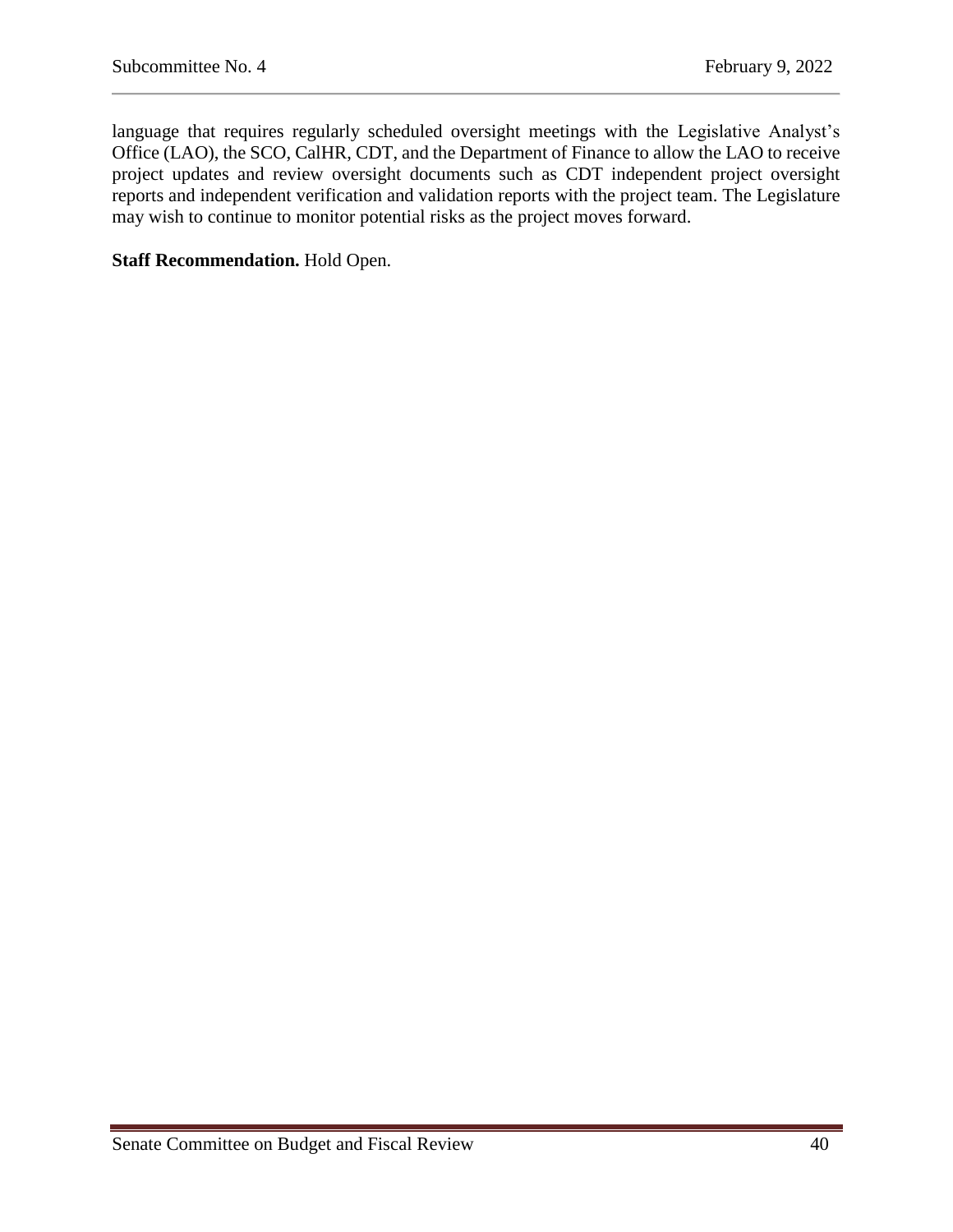language that requires regularly scheduled oversight meetings with the Legislative Analyst's Office (LAO), the SCO, CalHR, CDT, and the Department of Finance to allow the LAO to receive project updates and review oversight documents such as CDT independent project oversight reports and independent verification and validation reports with the project team. The Legislature may wish to continue to monitor potential risks as the project moves forward.

**Staff Recommendation.** Hold Open.